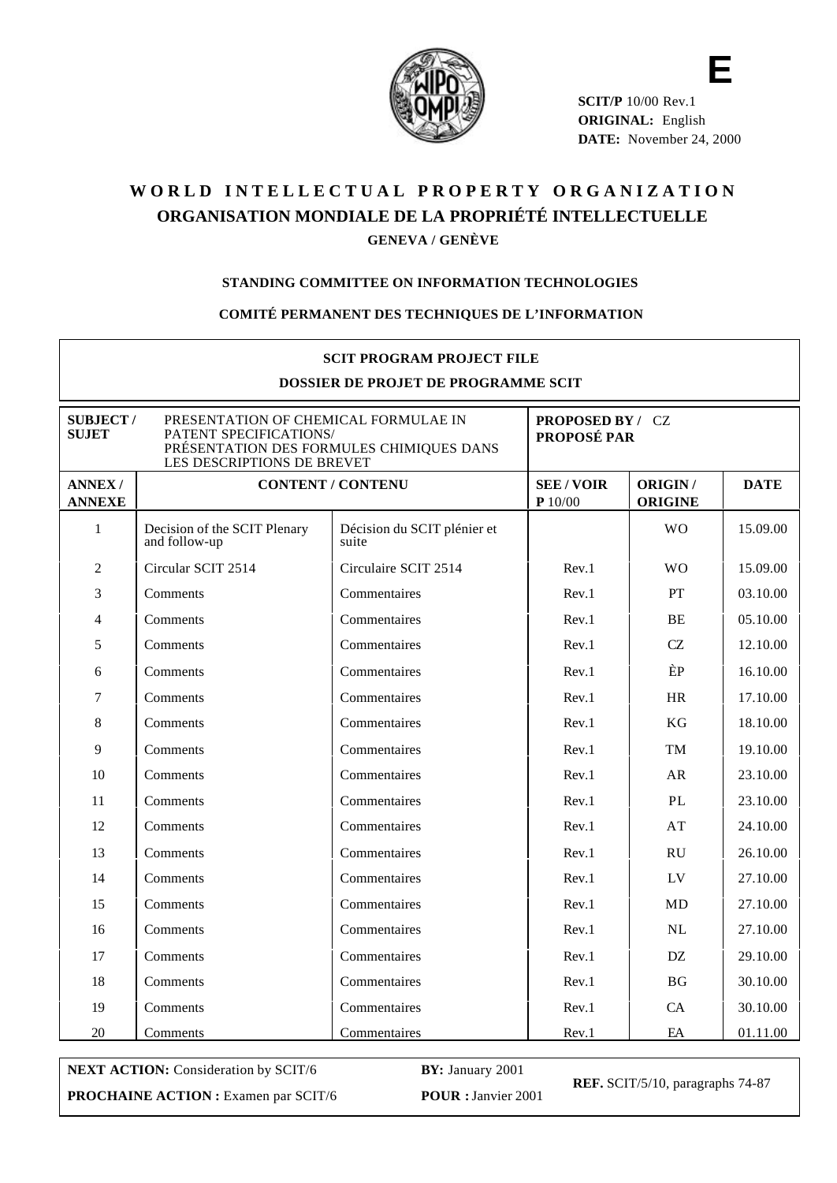**E**

**SCIT/P** 10/00 Rev.1
**ORIGINAL:** English
**DATE:** November 24, 2000

# WORLD INTELLECTUAL PROPERTY ORGANIZATION
# ORGANISATION MONDIALE DE LA PROPRIÉTÉ INTELLECTUELLE
**GENEVA / GENÈVE**

**STANDING COMMITTEE ON INFORMATION TECHNOLOGIES**

**COMITÉ PERMANENT DES TECHNIQUES DE L'INFORMATION**

**SCIT PROGRAM PROJECT FILE**

**DOSSIER DE PROJET DE PROGRAMME SCIT**

| **SUBJECT / SUJET** | PRESENTATION OF CHEMICAL FORMULAE IN PATENT SPECIFICATIONS/ PRÉSENTATION DES FORMULES CHIMIQUES DANS LES DESCRIPTIONS DE BREVET | | **PROPOSED BY / PROPOSÉ PAR** CZ | | |
|---|---|---|---|---|---|
| **ANNEX / ANNEXE** | **CONTENT / CONTENU** | | **SEE / VOIR P** 10/00 | **ORIGIN / ORIGINE** | **DATE** |
| 1 | Decision of the SCIT Plenary and follow-up | Décision du SCIT plénier et suite | | WO | 15.09.00 |
| 2 | Circular SCIT 2514 | Circulaire SCIT 2514 | Rev.1 | WO | 15.09.00 |
| 3 | Comments | Commentaires | Rev.1 | PT | 03.10.00 |
| 4 | Comments | Commentaires | Rev.1 | BE | 05.10.00 |
| 5 | Comments | Commentaires | Rev.1 | CZ | 12.10.00 |
| 6 | Comments | Commentaires | Rev.1 | ÈP | 16.10.00 |
| 7 | Comments | Commentaires | Rev.1 | HR | 17.10.00 |
| 8 | Comments | Commentaires | Rev.1 | KG | 18.10.00 |
| 9 | Comments | Commentaires | Rev.1 | TM | 19.10.00 |
| 10 | Comments | Commentaires | Rev.1 | AR | 23.10.00 |
| 11 | Comments | Commentaires | Rev.1 | PL | 23.10.00 |
| 12 | Comments | Commentaires | Rev.1 | AT | 24.10.00 |
| 13 | Comments | Commentaires | Rev.1 | RU | 26.10.00 |
| 14 | Comments | Commentaires | Rev.1 | LV | 27.10.00 |
| 15 | Comments | Commentaires | Rev.1 | MD | 27.10.00 |
| 16 | Comments | Commentaires | Rev.1 | NL | 27.10.00 |
| 17 | Comments | Commentaires | Rev.1 | DZ | 29.10.00 |
| 18 | Comments | Commentaires | Rev.1 | BG | 30.10.00 |
| 19 | Comments | Commentaires | Rev.1 | CA | 30.10.00 |
| 20 | Comments | Commentaires | Rev.1 | EA | 01.11.00 |

**NEXT ACTION:** Consideration by SCIT/6 — **BY:** January 2001
**PROCHAINE ACTION :** Examen par SCIT/6 — **POUR :** Janvier 2001
**REF.** SCIT/5/10, paragraphs 74-87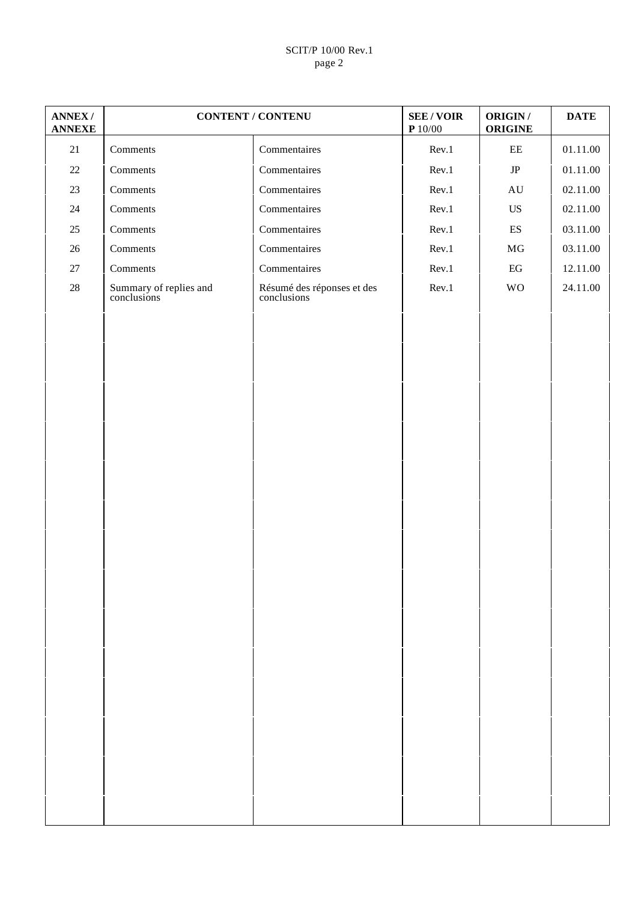| ANNEX / ANNEXE | CONTENT / CONTENU | | SEE / VOIR **P** 10/00 | ORIGIN / ORIGINE | DATE |
|---|---|---|---|---|---|
| 21 | Comments | Commentaires | Rev.1 | EE | 01.11.00 |
| 22 | Comments | Commentaires | Rev.1 | JP | 01.11.00 |
| 23 | Comments | Commentaires | Rev.1 | AU | 02.11.00 |
| 24 | Comments | Commentaires | Rev.1 | US | 02.11.00 |
| 25 | Comments | Commentaires | Rev.1 | ES | 03.11.00 |
| 26 | Comments | Commentaires | Rev.1 | MG | 03.11.00 |
| 27 | Comments | Commentaires | Rev.1 | EG | 12.11.00 |
| 28 | Summary of replies and conclusions | Résumé des réponses et des conclusions | Rev.1 | WO | 24.11.00 |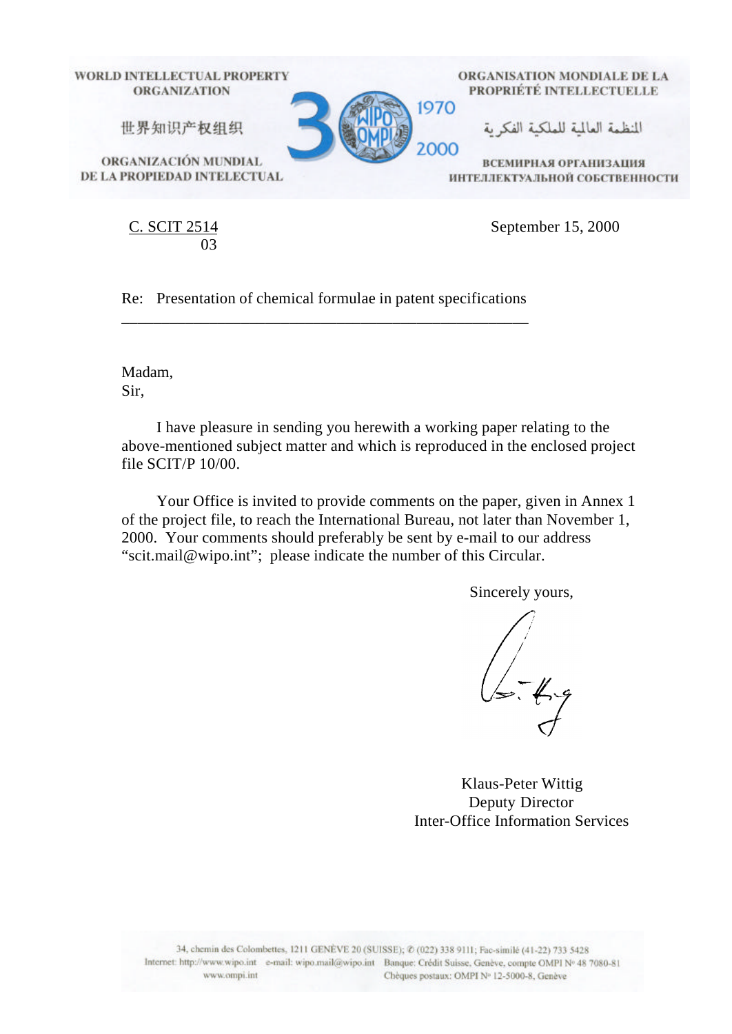WORLD INTELLECTUAL PROPERTY ORGANIZATION

世界知识产权组织

ORGANIZACIÓN MUNDIAL DE LA PROPIEDAD INTELECTUAL

ORGANISATION MONDIALE DE LA PROPRIÉTÉ INTELLECTUELLE

المنظمة العالمية للملكية الفكرية

ВСЕМИРНАЯ ОРГАНИЗАЦИЯ ИНТЕЛЛЕКТУАЛЬНОЙ СОБСТВЕННОСТИ

1970 2000

C. SCIT 2514
03

September 15, 2000

Re: Presentation of chemical formulae in patent specifications

Madam,
Sir,

I have pleasure in sending you herewith a working paper relating to the above-mentioned subject matter and which is reproduced in the enclosed project file SCIT/P 10/00.

Your Office is invited to provide comments on the paper, given in Annex 1 of the project file, to reach the International Bureau, not later than November 1, 2000. Your comments should preferably be sent by e-mail to our address “scit.mail@wipo.int”; please indicate the number of this Circular.

Sincerely yours,

Klaus-Peter Wittig
Deputy Director
Inter-Office Information Services

34, chemin des Colombettes, 1211 GENÈVE 20 (SUISSE); ✆ (022) 338 9111; Fac-similé (41-22) 733 5428
Internet: http://www.wipo.int e-mail: wipo.mail@wipo.int Banque: Crédit Suisse, Genève, compte OMPI N° 48 7080-81
www.ompi.int Chèques postaux: OMPI N° 12-5000-8, Genève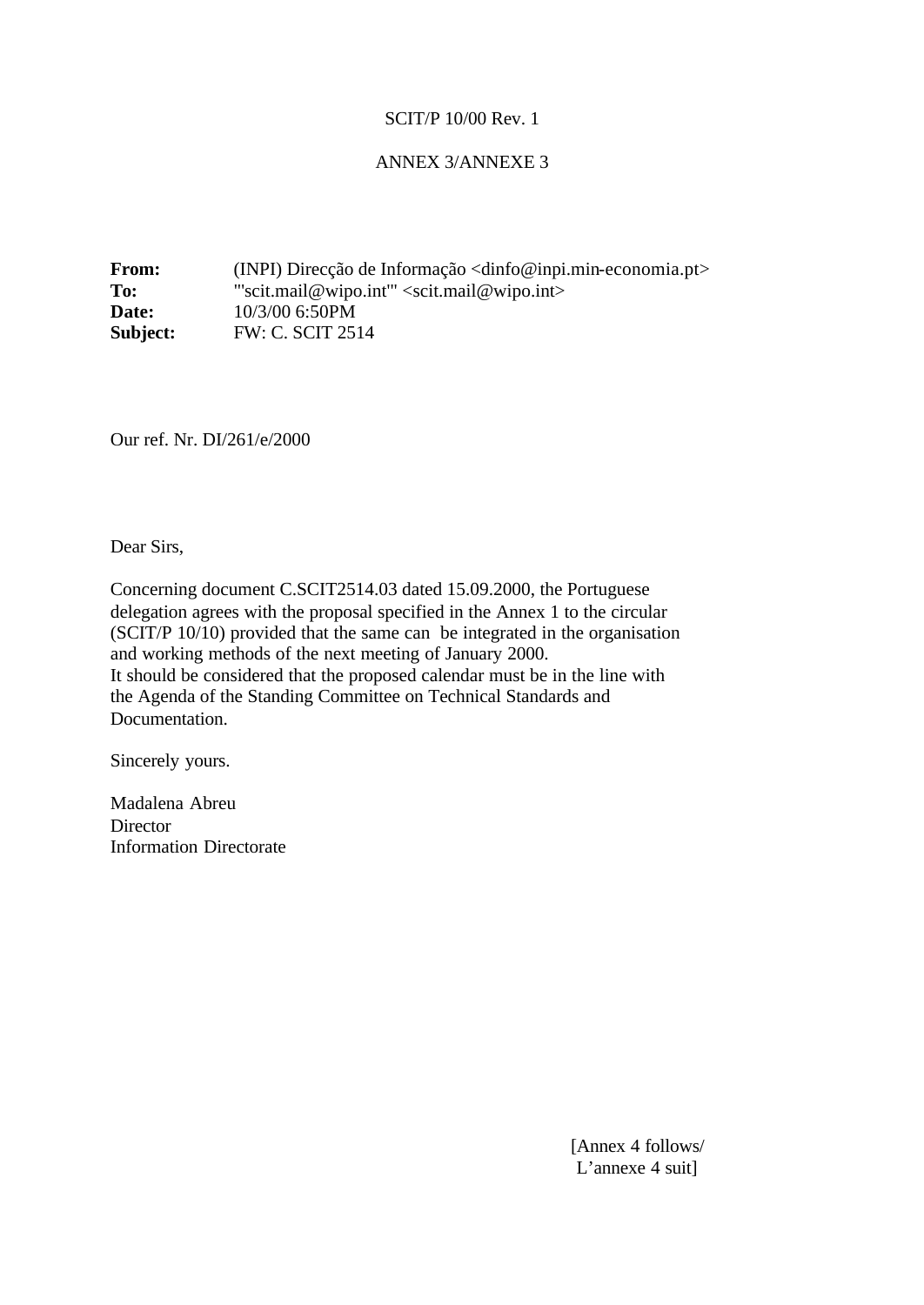SCIT/P 10/00 Rev. 1

ANNEX 3/ANNEXE 3

**From:** (INPI) Direcção de Informação <dinfo@inpi.min-economia.pt>
**To:** "'scit.mail@wipo.int'" <scit.mail@wipo.int>
**Date:** 10/3/00 6:50PM
**Subject:** FW: C. SCIT 2514

Our ref. Nr. DI/261/e/2000

Dear Sirs,

Concerning document C.SCIT2514.03 dated 15.09.2000, the Portuguese delegation agrees with the proposal specified in the Annex 1 to the circular (SCIT/P 10/10) provided that the same can be integrated in the organisation and working methods of the next meeting of January 2000.
It should be considered that the proposed calendar must be in the line with the Agenda of the Standing Committee on Technical Standards and Documentation.

Sincerely yours.

Madalena Abreu
Director
Information Directorate

[Annex 4 follows/
L'annexe 4 suit]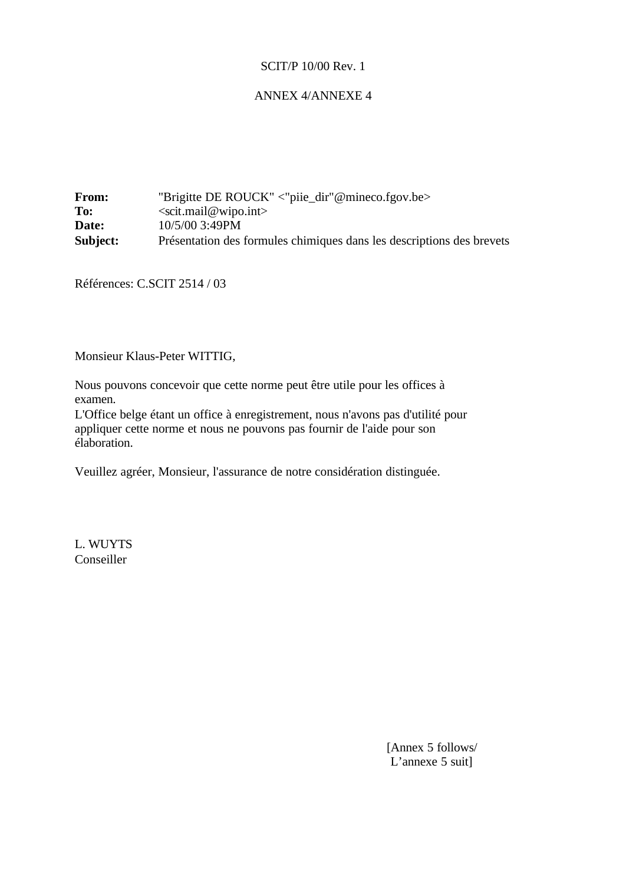SCIT/P 10/00 Rev. 1

ANNEX 4/ANNEXE 4

**From:** "Brigitte DE ROUCK" <"piie_dir"@mineco.fgov.be>
**To:** <scit.mail@wipo.int>
**Date:** 10/5/00 3:49PM
**Subject:** Présentation des formules chimiques dans les descriptions des brevets

Références: C.SCIT 2514 / 03

Monsieur Klaus-Peter WITTIG,

Nous pouvons concevoir que cette norme peut être utile pour les offices à examen.
L'Office belge étant un office à enregistrement, nous n'avons pas d'utilité pour appliquer cette norme et nous ne pouvons pas fournir de l'aide pour son élaboration.

Veuillez agréer, Monsieur, l'assurance de notre considération distinguée.

L. WUYTS
Conseiller

[Annex 5 follows/
L'annexe 5 suit]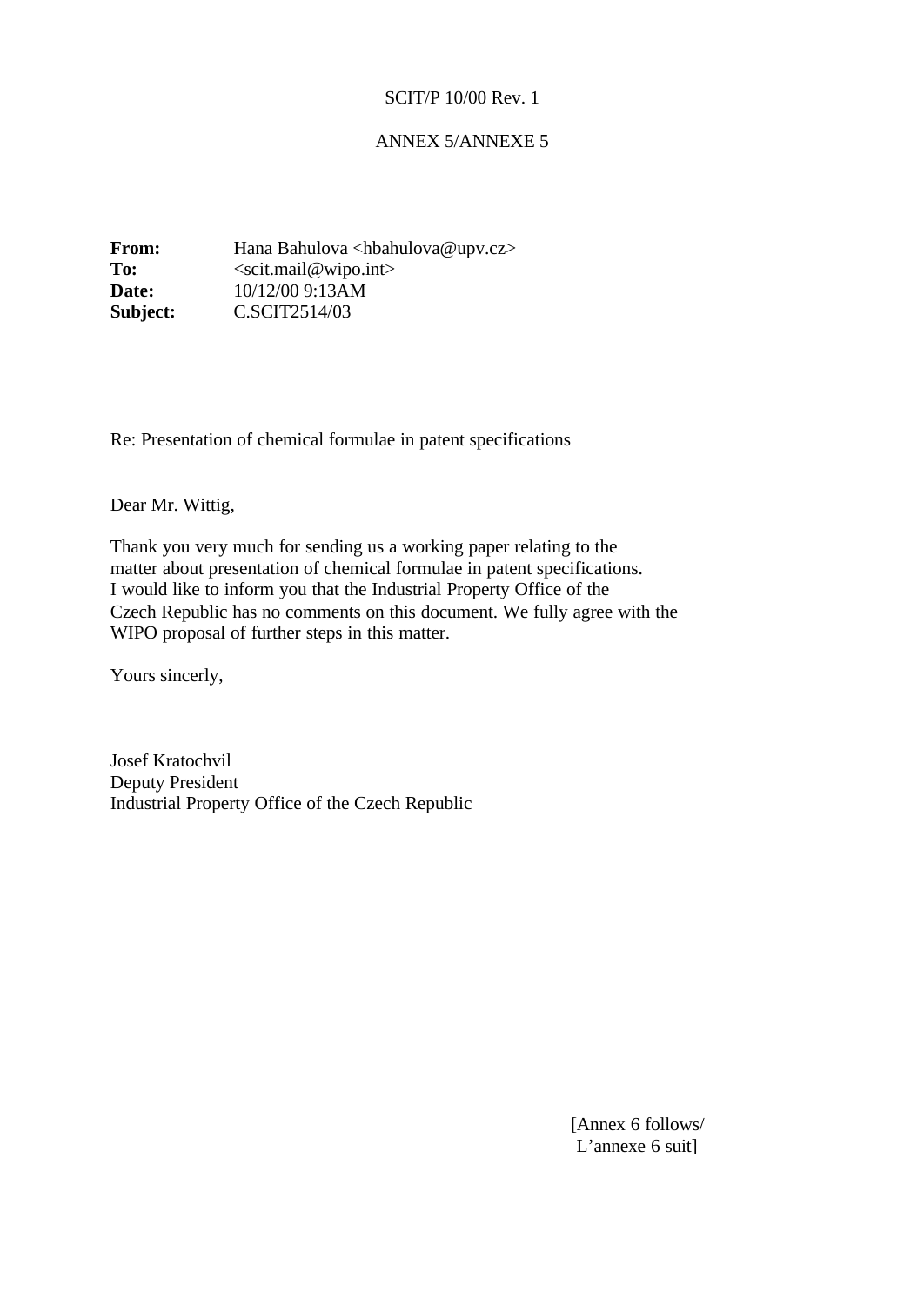SCIT/P 10/00 Rev. 1

ANNEX 5/ANNEXE 5

**From:** Hana Bahulova <hbahulova@upv.cz>
**To:** <scit.mail@wipo.int>
**Date:** 10/12/00 9:13AM
**Subject:** C.SCIT2514/03

Re: Presentation of chemical formulae in patent specifications

Dear Mr. Wittig,

Thank you very much for sending us a working paper relating to the matter about presentation of chemical formulae in patent specifications. I would like to inform you that the Industrial Property Office of the Czech Republic has no comments on this document. We fully agree with the WIPO proposal of further steps in this matter.

Yours sincerly,

Josef Kratochvil
Deputy President
Industrial Property Office of the Czech Republic

[Annex 6 follows/
L'annexe 6 suit]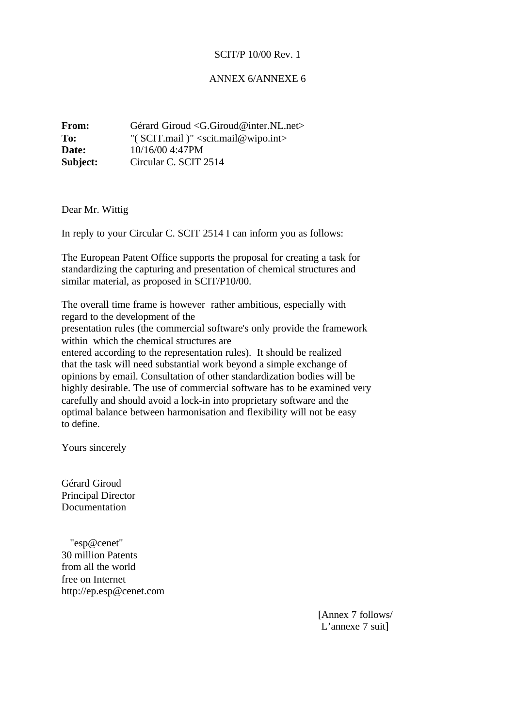SCIT/P 10/00 Rev. 1

ANNEX 6/ANNEXE 6

**From:** Gérard Giroud <G.Giroud@inter.NL.net>
**To:** "( SCIT.mail )" <scit.mail@wipo.int>
**Date:** 10/16/00 4:47PM
**Subject:** Circular C. SCIT 2514

Dear Mr. Wittig

In reply to your Circular C. SCIT 2514 I can inform you as follows:

The European Patent Office supports the proposal for creating a task for standardizing the capturing and presentation of chemical structures and similar material, as proposed in SCIT/P10/00.

The overall time frame is however rather ambitious, especially with regard to the development of the presentation rules (the commercial software's only provide the framework within which the chemical structures are entered according to the representation rules). It should be realized that the task will need substantial work beyond a simple exchange of opinions by email. Consultation of other standardization bodies will be highly desirable. The use of commercial software has to be examined very carefully and should avoid a lock-in into proprietary software and the optimal balance between harmonisation and flexibility will not be easy to define.

Yours sincerely

Gérard Giroud
Principal Director
Documentation

"esp@cenet"
30 million Patents
from all the world
free on Internet
http://ep.esp@cenet.com

[Annex 7 follows/
L'annexe 7 suit]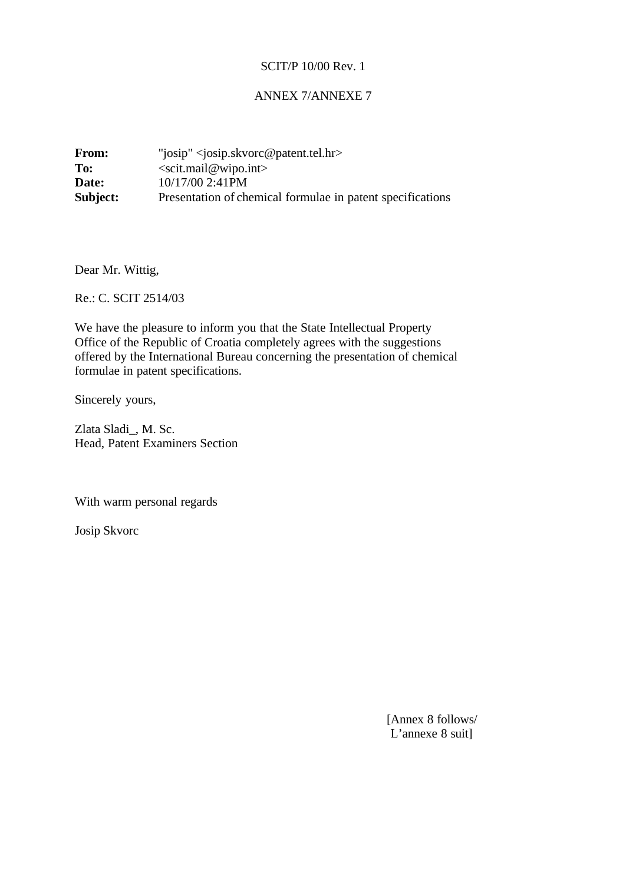SCIT/P 10/00 Rev. 1

ANNEX 7/ANNEXE 7

**From:** "josip" <josip.skvorc@patent.tel.hr>
**To:** <scit.mail@wipo.int>
**Date:** 10/17/00 2:41PM
**Subject:** Presentation of chemical formulae in patent specifications

Dear Mr. Wittig,

Re.: C. SCIT 2514/03

We have the pleasure to inform you that the State Intellectual Property Office of the Republic of Croatia completely agrees with the suggestions offered by the International Bureau concerning the presentation of chemical formulae in patent specifications.

Sincerely yours,

Zlata Sladi_, M. Sc.
Head, Patent Examiners Section

With warm personal regards

Josip Skvorc

[Annex 8 follows/
L'annexe 8 suit]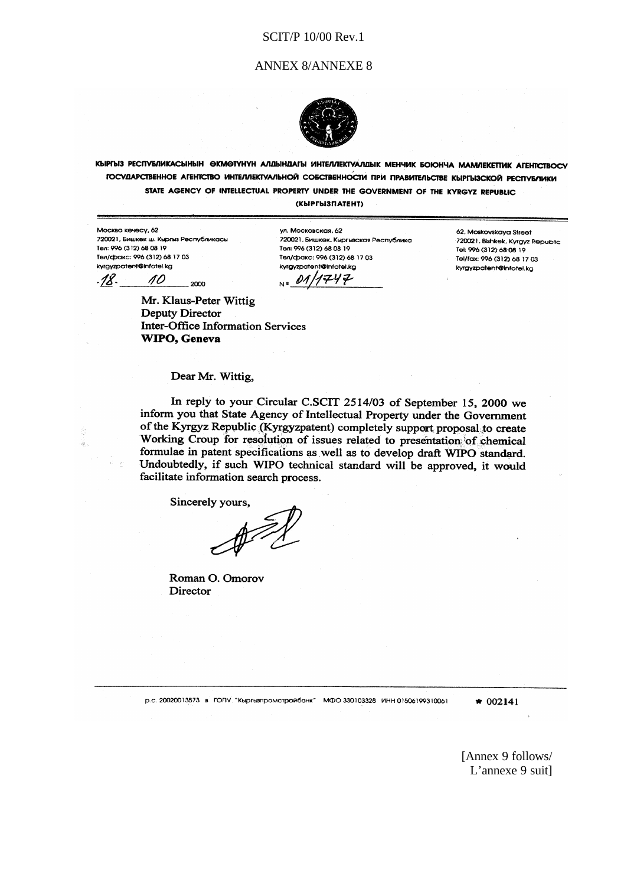ANNEX 8/ANNEXE 8

КЫРГЫЗ РЕСПУБЛИКАСЫНЫН ӨКМӨТҮНҮН АЛДЫНДАГЫ ИНТЕЛЛЕКТУАЛДЫК МЕНЧИК БОЮНЧА МАМЛЕКЕТТИК АГЕНТСТВОСУ
ГОСУДАРСТВЕННОЕ АГЕНТСТВО ИНТЕЛЛЕКТУАЛЬНОЙ СОБСТВЕННОСТИ ПРИ ПРАВИТЕЛЬСТВЕ КЫРГЫЗСКОЙ РЕСПУБЛИКИ
STATE AGENCY OF INTELLECTUAL PROPERTY UNDER THE GOVERNMENT OF THE KYRGYZ REPUBLIC
(КЫРГЫЗПАТЕНТ)

Москва көчөсү, 62
720021, Бишкек ш. Кыргыз Республикасы
Тел: 996 (312) 68 08 19
Тел/факс: 996 (312) 68 17 03
kyrgyzpatent@infotel.kg

ул. Московская, 62
720021, Бишкек, Кыргызская Республика
Тел: 996 (312) 68 08 19
Тел/факс: 996 (312) 68 17 03
kyrgyzpatent@infotel.kg

62, Moskovskaya Street
720021, Bishkek, Kyrgyz Republic
Tel: 996 (312) 68 08 19
Tel/fax: 996 (312) 68 17 03
kyrgyzpatent@infotel.kg

18. 10 2000    № 01/1747

**Mr. Klaus-Peter Wittig**
**Deputy Director**
**Inter-Office Information Services**
**WIPO, Geneva**

**Dear Mr. Wittig,**

**In reply to your Circular C.SCIT 2514/03 of September 15, 2000 we inform you that State Agency of Intellectual Property under the Government of the Kyrgyz Republic (Kyrgyzpatent) completely support proposal to create Working Croup for resolution of issues related to presentation of chemical formulae in patent specifications as well as to develop draft WIPO standard. Undoubtedly, if such WIPO technical standard will be approved, it would facilitate information search process.**

**Sincerely yours,**

**Roman O. Omorov**
**Director**

р.с. 20020013573 в ГОПУ "Кыргызпромстройбанк" МФО 330103328 ИНН 01506199310061    * 002141

[Annex 9 follows/
L'annexe 9 suit]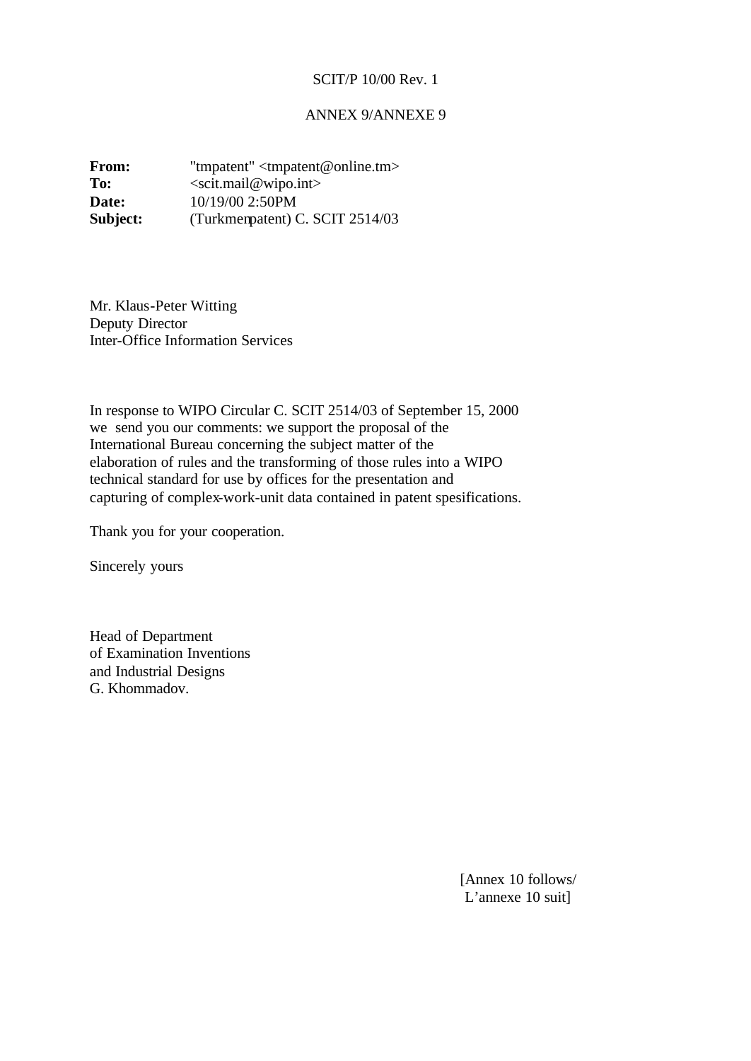SCIT/P 10/00 Rev. 1

ANNEX 9/ANNEXE 9

**From:** "tmpatent" <tmpatent@online.tm>
**To:** <scit.mail@wipo.int>
**Date:** 10/19/00 2:50PM
**Subject:** (Turkmenpatent) C. SCIT 2514/03

Mr. Klaus-Peter Witting
Deputy Director
Inter-Office Information Services

In response to WIPO Circular C. SCIT 2514/03 of September 15, 2000 we send you our comments: we support the proposal of the International Bureau concerning the subject matter of the elaboration of rules and the transforming of those rules into a WIPO technical standard for use by offices for the presentation and capturing of complex-work-unit data contained in patent spesifications.

Thank you for your cooperation.

Sincerely yours

Head of Department
of Examination Inventions
and Industrial Designs
G. Khommadov.

[Annex 10 follows/
L'annexe 10 suit]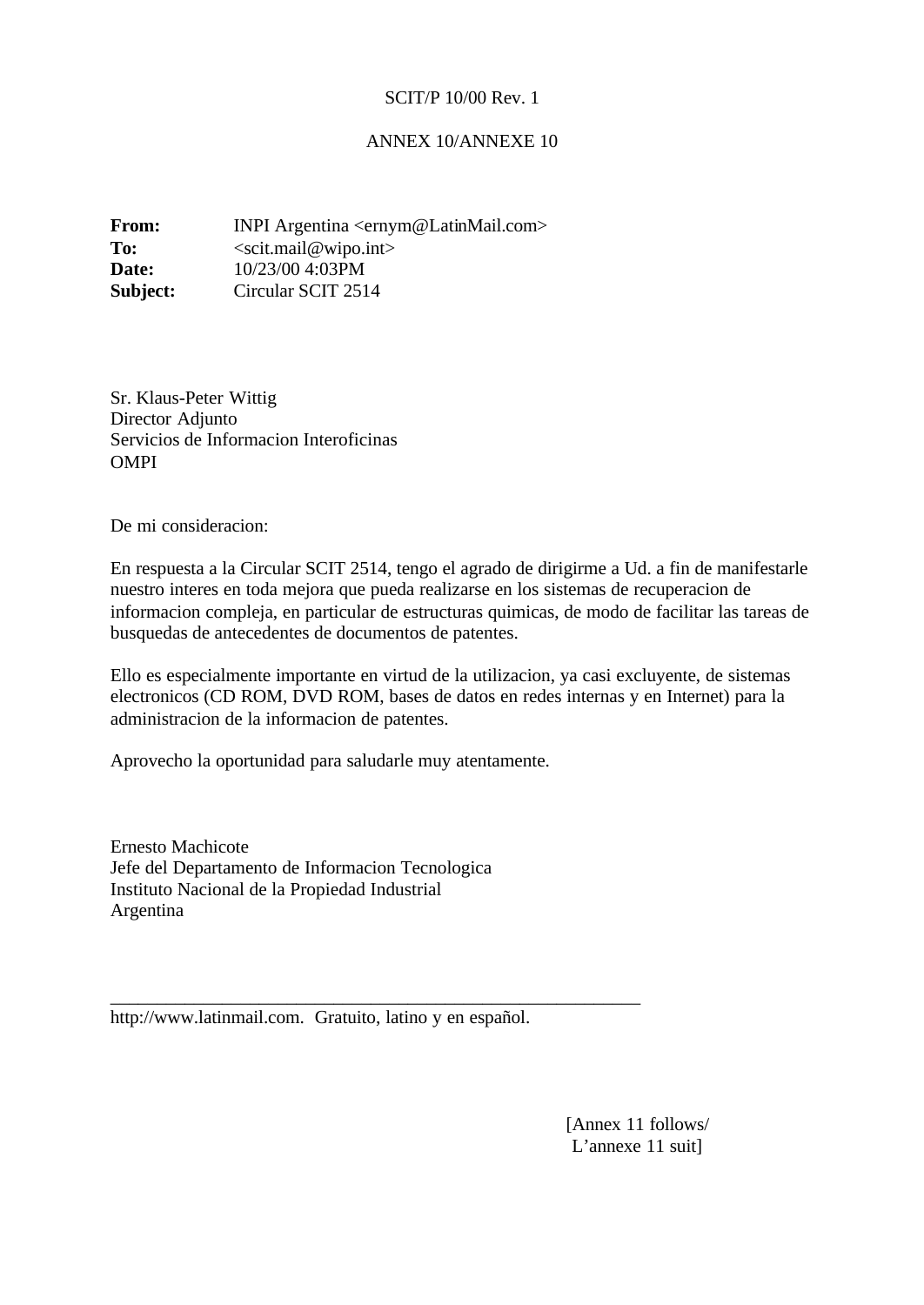SCIT/P 10/00 Rev. 1

ANNEX 10/ANNEXE 10

**From:** INPI Argentina <ernym@LatinMail.com>
**To:** <scit.mail@wipo.int>
**Date:** 10/23/00 4:03PM
**Subject:** Circular SCIT 2514

Sr. Klaus-Peter Wittig
Director Adjunto
Servicios de Informacion Interoficinas
OMPI

De mi consideracion:

En respuesta a la Circular SCIT 2514, tengo el agrado de dirigirme a Ud. a fin de manifestarle nuestro interes en toda mejora que pueda realizarse en los sistemas de recuperacion de informacion compleja, en particular de estructuras quimicas, de modo de facilitar las tareas de busquedas de antecedentes de documentos de patentes.

Ello es especialmente importante en virtud de la utilizacion, ya casi excluyente, de sistemas electronicos (CD ROM, DVD ROM, bases de datos en redes internas y en Internet) para la administracion de la informacion de patentes.

Aprovecho la oportunidad para saludarle muy atentamente.

Ernesto Machicote
Jefe del Departamento de Informacion Tecnologica
Instituto Nacional de la Propiedad Industrial
Argentina

---

http://www.latinmail.com. Gratuito, latino y en español.

[Annex 11 follows/
L'annexe 11 suit]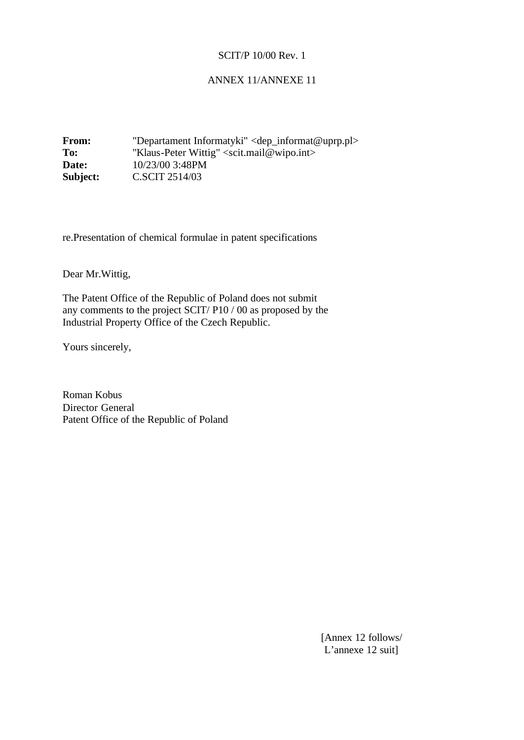SCIT/P 10/00 Rev. 1

ANNEX 11/ANNEXE 11

**From:** "Departament Informatyki" <dep_informat@uprp.pl>
**To:** "Klaus-Peter Wittig" <scit.mail@wipo.int>
**Date:** 10/23/00 3:48PM
**Subject:** C.SCIT 2514/03

re.Presentation of chemical formulae in patent specifications

Dear Mr.Wittig,

The Patent Office of the Republic of Poland does not submit any comments to the project SCIT/ P10 / 00 as proposed by the Industrial Property Office of the Czech Republic.

Yours sincerely,

Roman Kobus
Director General
Patent Office of the Republic of Poland

[Annex 12 follows/
L'annexe 12 suit]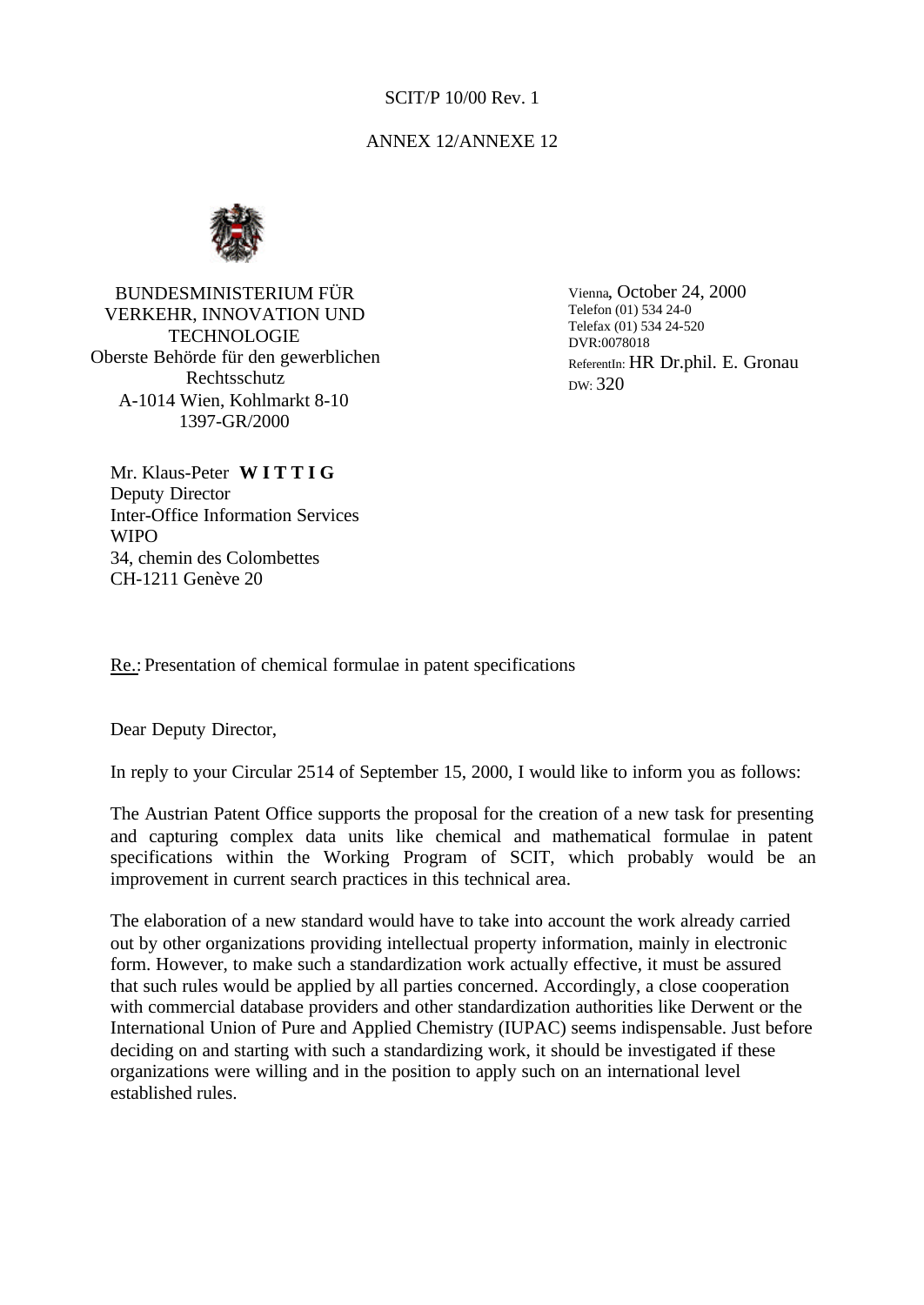SCIT/P 10/00 Rev. 1

ANNEX 12/ANNEXE 12

BUNDESMINISTERIUM FÜR VERKEHR, INNOVATION UND TECHNOLOGIE
Oberste Behörde für den gewerblichen Rechtsschutz
A-1014 Wien, Kohlmarkt 8-10
1397-GR/2000

Vienna, October 24, 2000
Telefon (01) 534 24-0
Telefax (01) 534 24-520
DVR:0078018
ReferentIn: HR Dr.phil. E. Gronau
DW: 320

Mr. Klaus-Peter **W I T T I G**
Deputy Director
Inter-Office Information Services
WIPO
34, chemin des Colombettes
CH-1211 Genève 20

Re.: Presentation of chemical formulae in patent specifications

Dear Deputy Director,

In reply to your Circular 2514 of September 15, 2000, I would like to inform you as follows:

The Austrian Patent Office supports the proposal for the creation of a new task for presenting and capturing complex data units like chemical and mathematical formulae in patent specifications within the Working Program of SCIT, which probably would be an improvement in current search practices in this technical area.

The elaboration of a new standard would have to take into account the work already carried out by other organizations providing intellectual property information, mainly in electronic form. However, to make such a standardization work actually effective, it must be assured that such rules would be applied by all parties concerned. Accordingly, a close cooperation with commercial database providers and other standardization authorities like Derwent or the International Union of Pure and Applied Chemistry (IUPAC) seems indispensable. Just before deciding on and starting with such a standardizing work, it should be investigated if these organizations were willing and in the position to apply such on an international level established rules.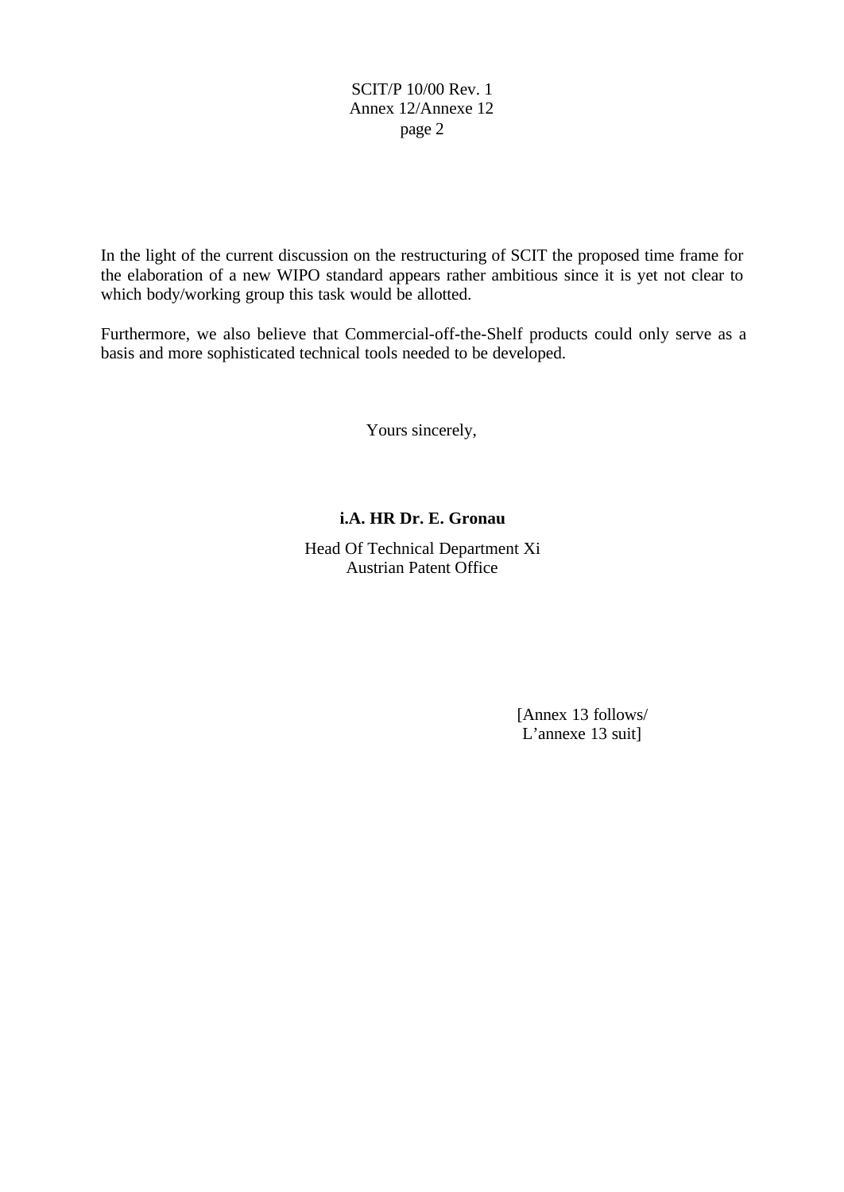In the light of the current discussion on the restructuring of SCIT the proposed time frame for the elaboration of a new WIPO standard appears rather ambitious since it is yet not clear to which body/working group this task would be allotted.

Furthermore, we also believe that Commercial-off-the-Shelf products could only serve as a basis and more sophisticated technical tools needed to be developed.

Yours sincerely,

**i.A. HR Dr. E. Gronau**

Head Of Technical Department Xi
Austrian Patent Office

[Annex 13 follows/
L'annexe 13 suit]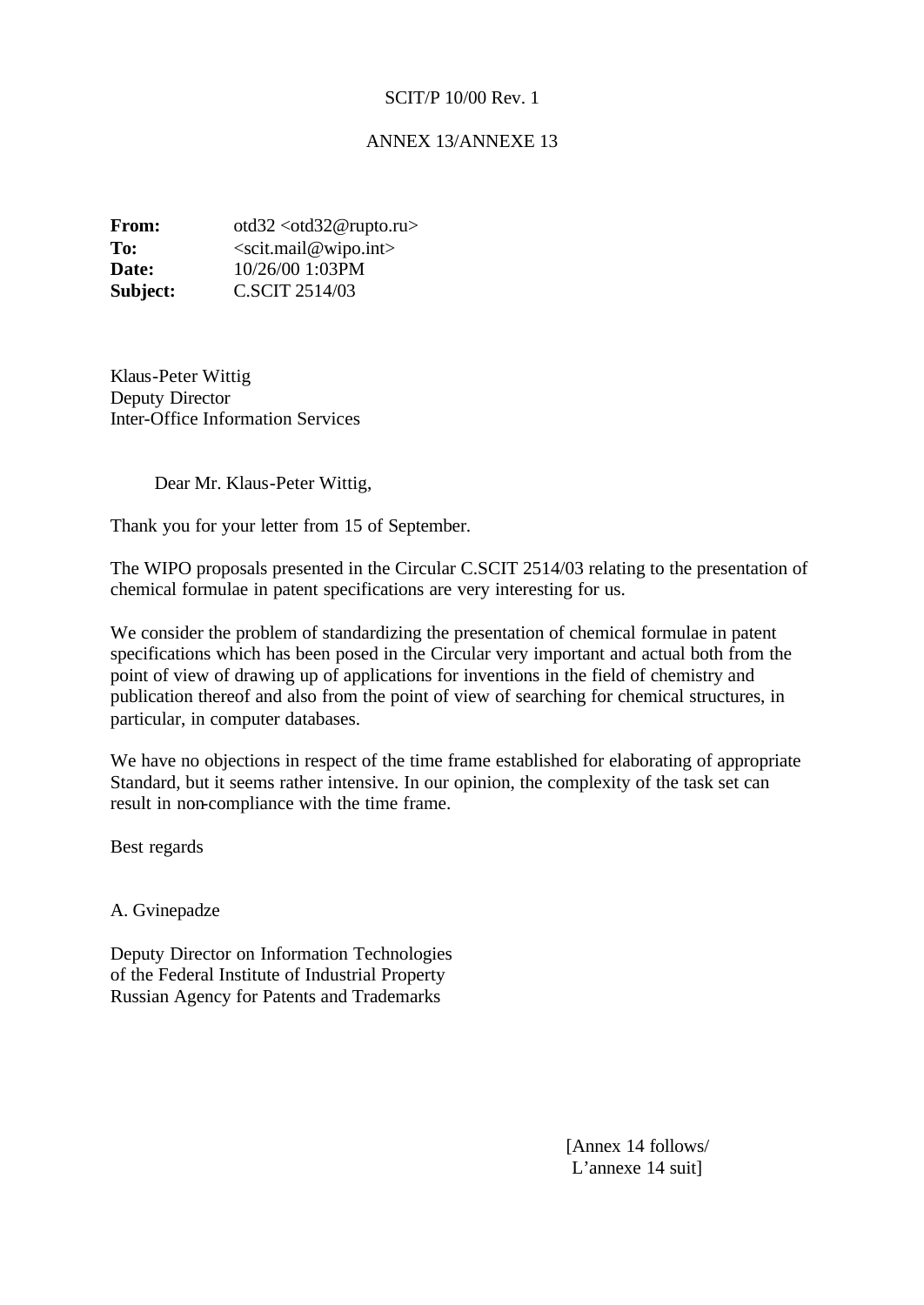SCIT/P 10/00 Rev. 1

ANNEX 13/ANNEXE 13

**From:** otd32 <otd32@rupto.ru>
**To:** <scit.mail@wipo.int>
**Date:** 10/26/00 1:03PM
**Subject:** C.SCIT 2514/03

Klaus-Peter Wittig
Deputy Director
Inter-Office Information Services

Dear Mr. Klaus-Peter Wittig,

Thank you for your letter from 15 of September.

The WIPO proposals presented in the Circular C.SCIT 2514/03 relating to the presentation of chemical formulae in patent specifications are very interesting for us.

We consider the problem of standardizing the presentation of chemical formulae in patent specifications which has been posed in the Circular very important and actual both from the point of view of drawing up of applications for inventions in the field of chemistry and publication thereof and also from the point of view of searching for chemical structures, in particular, in computer databases.

We have no objections in respect of the time frame established for elaborating of appropriate Standard, but it seems rather intensive. In our opinion, the complexity of the task set can result in non-compliance with the time frame.

Best regards

A. Gvinepadze

Deputy Director on Information Technologies
of the Federal Institute of Industrial Property
Russian Agency for Patents and Trademarks

[Annex 14 follows/
L'annexe 14 suit]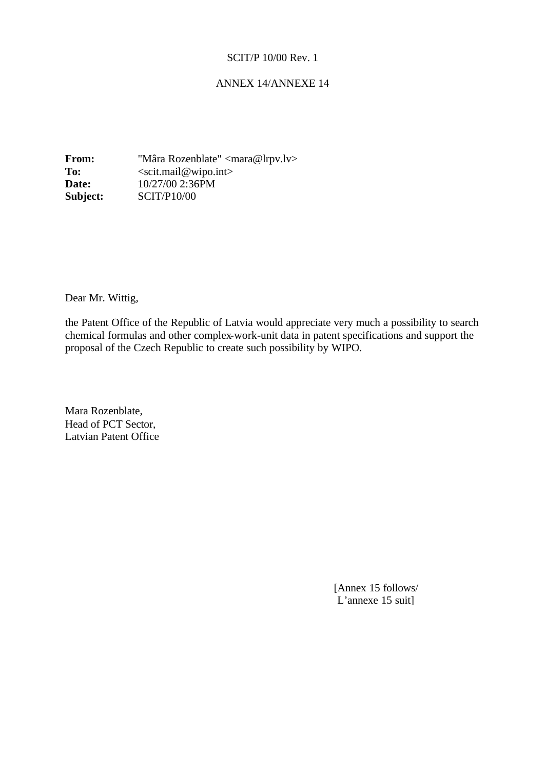SCIT/P 10/00 Rev. 1

ANNEX 14/ANNEXE 14

**From:** "Mâra Rozenblate" <mara@lrpv.lv>
**To:** <scit.mail@wipo.int>
**Date:** 10/27/00 2:36PM
**Subject:** SCIT/P10/00

Dear Mr. Wittig,

the Patent Office of the Republic of Latvia would appreciate very much a possibility to search chemical formulas and other complex-work-unit data in patent specifications and support the proposal of the Czech Republic to create such possibility by WIPO.

Mara Rozenblate,
Head of PCT Sector,
Latvian Patent Office

[Annex 15 follows/
L'annexe 15 suit]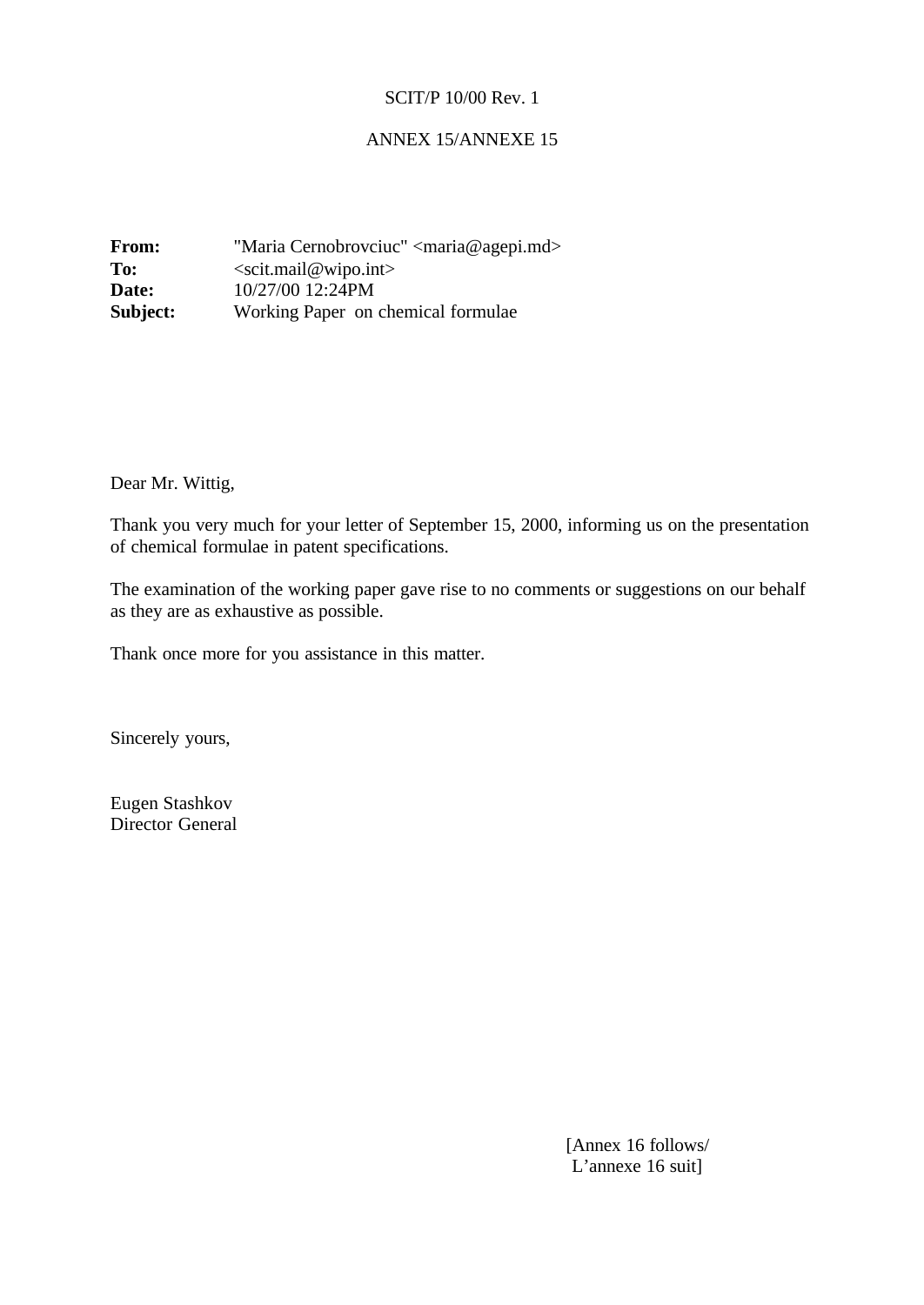SCIT/P 10/00 Rev. 1

ANNEX 15/ANNEXE 15

**From:** "Maria Cernobrovciuc" <maria@agepi.md>
**To:** <scit.mail@wipo.int>
**Date:** 10/27/00 12:24PM
**Subject:** Working Paper on chemical formulae

Dear Mr. Wittig,

Thank you very much for your letter of September 15, 2000, informing us on the presentation of chemical formulae in patent specifications.

The examination of the working paper gave rise to no comments or suggestions on our behalf as they are as exhaustive as possible.

Thank once more for you assistance in this matter.

Sincerely yours,

Eugen Stashkov
Director General

[Annex 16 follows/
L'annexe 16 suit]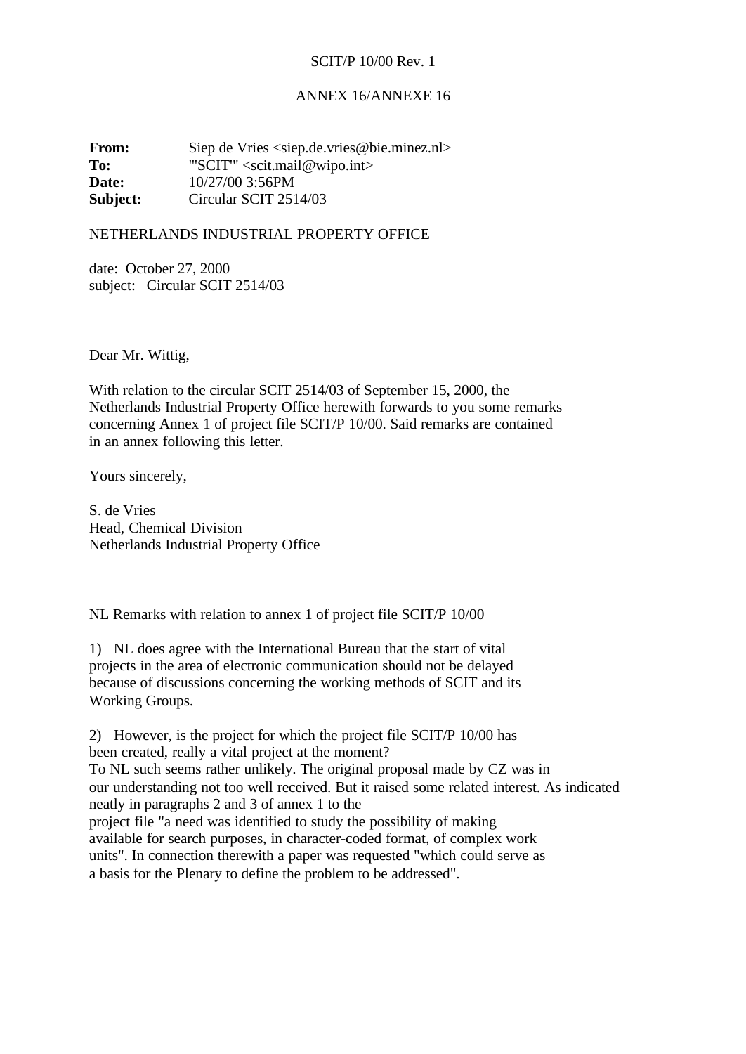SCIT/P 10/00 Rev. 1

ANNEX 16/ANNEXE 16

| | |
|---|---|
| **From:** | Siep de Vries <siep.de.vries@bie.minez.nl> |
| **To:** | "'SCIT'" <scit.mail@wipo.int> |
| **Date:** | 10/27/00 3:56PM |
| **Subject:** | Circular SCIT 2514/03 |

NETHERLANDS INDUSTRIAL PROPERTY OFFICE

date: October 27, 2000
subject: Circular SCIT 2514/03

Dear Mr. Wittig,

With relation to the circular SCIT 2514/03 of September 15, 2000, the Netherlands Industrial Property Office herewith forwards to you some remarks concerning Annex 1 of project file SCIT/P 10/00. Said remarks are contained in an annex following this letter.

Yours sincerely,

S. de Vries
Head, Chemical Division
Netherlands Industrial Property Office

NL Remarks with relation to annex 1 of project file SCIT/P 10/00

1) NL does agree with the International Bureau that the start of vital projects in the area of electronic communication should not be delayed because of discussions concerning the working methods of SCIT and its Working Groups.

2) However, is the project for which the project file SCIT/P 10/00 has been created, really a vital project at the moment?
To NL such seems rather unlikely. The original proposal made by CZ was in our understanding not too well received. But it raised some related interest. As indicated neatly in paragraphs 2 and 3 of annex 1 to the project file "a need was identified to study the possibility of making available for search purposes, in character-coded format, of complex work units". In connection therewith a paper was requested "which could serve as a basis for the Plenary to define the problem to be addressed".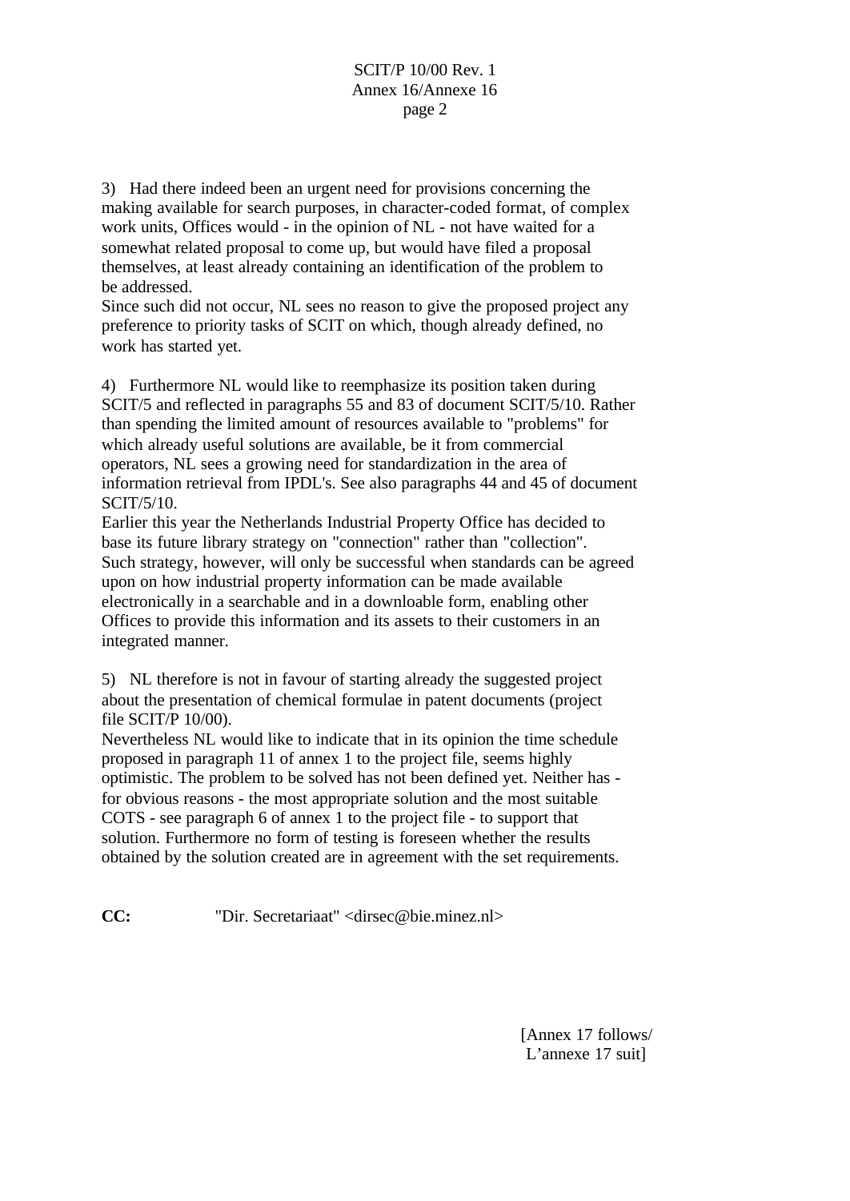3) Had there indeed been an urgent need for provisions concerning the making available for search purposes, in character-coded format, of complex work units, Offices would - in the opinion of NL - not have waited for a somewhat related proposal to come up, but would have filed a proposal themselves, at least already containing an identification of the problem to be addressed.
Since such did not occur, NL sees no reason to give the proposed project any preference to priority tasks of SCIT on which, though already defined, no work has started yet.

4) Furthermore NL would like to reemphasize its position taken during SCIT/5 and reflected in paragraphs 55 and 83 of document SCIT/5/10. Rather than spending the limited amount of resources available to "problems" for which already useful solutions are available, be it from commercial operators, NL sees a growing need for standardization in the area of information retrieval from IPDL's. See also paragraphs 44 and 45 of document SCIT/5/10.
Earlier this year the Netherlands Industrial Property Office has decided to base its future library strategy on "connection" rather than "collection". Such strategy, however, will only be successful when standards can be agreed upon on how industrial property information can be made available electronically in a searchable and in a downloadable form, enabling other Offices to provide this information and its assets to their customers in an integrated manner.

5) NL therefore is not in favour of starting already the suggested project about the presentation of chemical formulae in patent documents (project file SCIT/P 10/00).
Nevertheless NL would like to indicate that in its opinion the time schedule proposed in paragraph 11 of annex 1 to the project file, seems highly optimistic. The problem to be solved has not been defined yet. Neither has - for obvious reasons - the most appropriate solution and the most suitable COTS - see paragraph 6 of annex 1 to the project file - to support that solution. Furthermore no form of testing is foreseen whether the results obtained by the solution created are in agreement with the set requirements.

**CC:** "Dir. Secretariaat" <dirsec@bie.minez.nl>

[Annex 17 follows/
L'annexe 17 suit]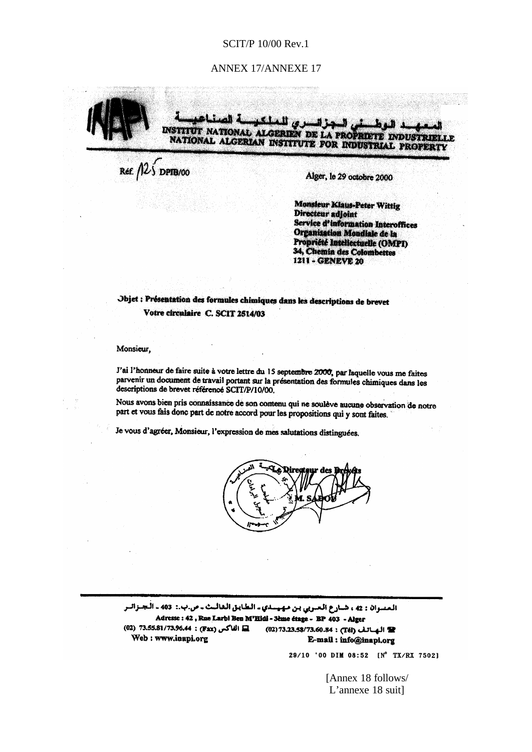SCIT/P 10/00 Rev.1

ANNEX 17/ANNEXE 17

المعهد الوطني الجزائري للملكية الصناعية
INSTITUT NATIONAL ALGERIEN DE LA PROPRIETE INDUSTRIELLE
NATIONAL ALGERIAN INSTITUTE FOR INDUSTRIAL PROPERTY

Réf. 125 DPIB/00

Alger, le 29 octobre 2000

**Monsieur Klaus-Peter Wittig**
**Directeur adjoint**
**Service d'information Interoffices**
**Organisation Mondiale de la Propriété Intellectuelle (OMPI)**
**34, Chemin des Colombettes**
**1211 - GENEVE 20**

**Objet : Présentation des formules chimiques dans les descriptions de brevet**
**Votre circulaire C. SCIT 2514/03**

Monsieur,

J'ai l'honneur de faire suite à votre lettre du 15 septembre 2000, par laquelle vous me faites parvenir un document de travail portant sur la présentation des formules chimiques dans les descriptions de brevet référencé SCIT/P/10/00.

Nous avons bien pris connaissance de son contenu qui ne soulève aucune observation de notre part et vous fais donc part de notre accord pour les propositions qui y sont faites.

Je vous d'agréer, Monsieur, l'expression de mes salutations distinguées.

Le Directeur des Brevets
M. SADOU

العنوان : 42 ، شارع العربي بن مهيدي - الطابق الثالث - ص.ب.: 403 - الجزائر
Adresse : 42 , Rue Larbi Ben M'Hidi - 3ème étage - BP 403 - Alger
(02) 73.55.81/73.96.44 : (Fax) الفاكس    (02) 73.23.58/73.60.84 : (Tél) الهاتف
Web : www.inapi.org    E-mail : info@inapi.org

29/10 '00 DIM 08:52 [N° TX/RX 7502]

[Annex 18 follows/
L'annexe 18 suit]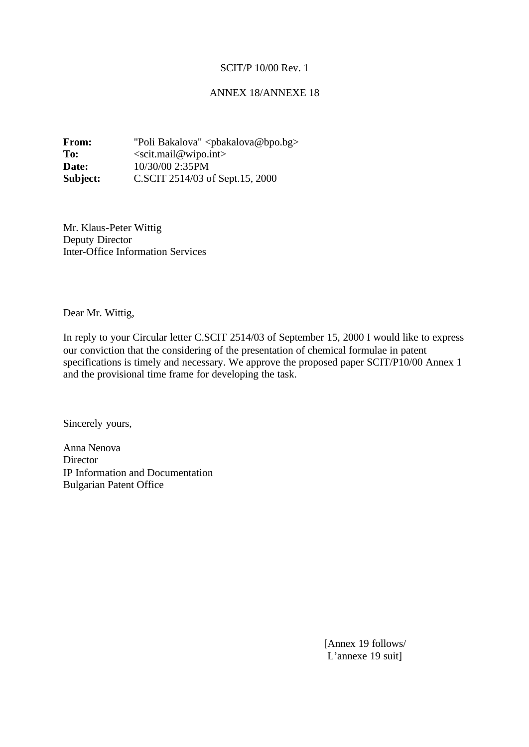SCIT/P 10/00 Rev. 1

ANNEX 18/ANNEXE 18

**From:** "Poli Bakalova" <pbakalova@bpo.bg>
**To:** <scit.mail@wipo.int>
**Date:** 10/30/00 2:35PM
**Subject:** C.SCIT 2514/03 of Sept.15, 2000

Mr. Klaus-Peter Wittig
Deputy Director
Inter-Office Information Services

Dear Mr. Wittig,

In reply to your Circular letter C.SCIT 2514/03 of September 15, 2000 I would like to express our conviction that the considering of the presentation of chemical formulae in patent specifications is timely and necessary. We approve the proposed paper SCIT/P10/00 Annex 1 and the provisional time frame for developing the task.

Sincerely yours,

Anna Nenova
Director
IP Information and Documentation
Bulgarian Patent Office

[Annex 19 follows/
L'annexe 19 suit]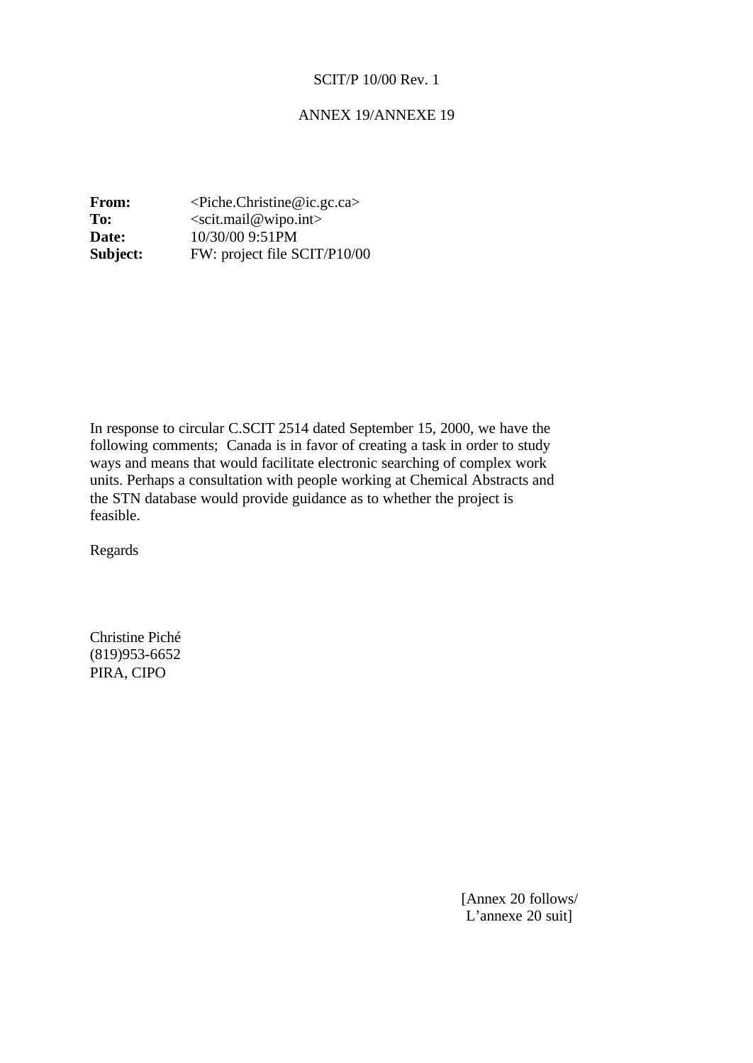SCIT/P 10/00 Rev. 1

ANNEX 19/ANNEXE 19

**From:** <Piche.Christine@ic.gc.ca>
**To:** <scit.mail@wipo.int>
**Date:** 10/30/00 9:51PM
**Subject:** FW: project file SCIT/P10/00

In response to circular C.SCIT 2514 dated September 15, 2000, we have the following comments; Canada is in favor of creating a task in order to study ways and means that would facilitate electronic searching of complex work units. Perhaps a consultation with people working at Chemical Abstracts and the STN database would provide guidance as to whether the project is feasible.

Regards

Christine Piché
(819)953-6652
PIRA, CIPO

[Annex 20 follows/
L'annexe 20 suit]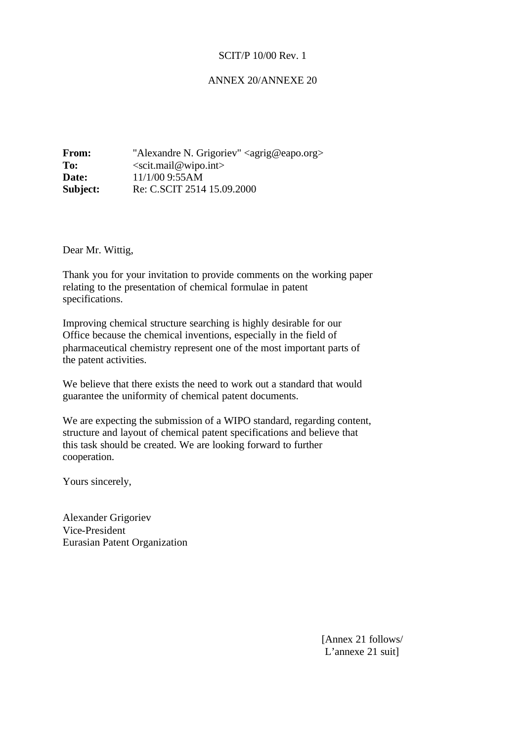SCIT/P 10/00 Rev. 1

ANNEX 20/ANNEXE 20

**From:** "Alexandre N. Grigoriev" <agrig@eapo.org>
**To:** <scit.mail@wipo.int>
**Date:** 11/1/00 9:55AM
**Subject:** Re: C.SCIT 2514 15.09.2000

Dear Mr. Wittig,

Thank you for your invitation to provide comments on the working paper relating to the presentation of chemical formulae in patent specifications.

Improving chemical structure searching is highly desirable for our Office because the chemical inventions, especially in the field of pharmaceutical chemistry represent one of the most important parts of the patent activities.

We believe that there exists the need to work out a standard that would guarantee the uniformity of chemical patent documents.

We are expecting the submission of a WIPO standard, regarding content, structure and layout of chemical patent specifications and believe that this task should be created. We are looking forward to further cooperation.

Yours sincerely,

Alexander Grigoriev
Vice-President
Eurasian Patent Organization

[Annex 21 follows/
L'annexe 21 suit]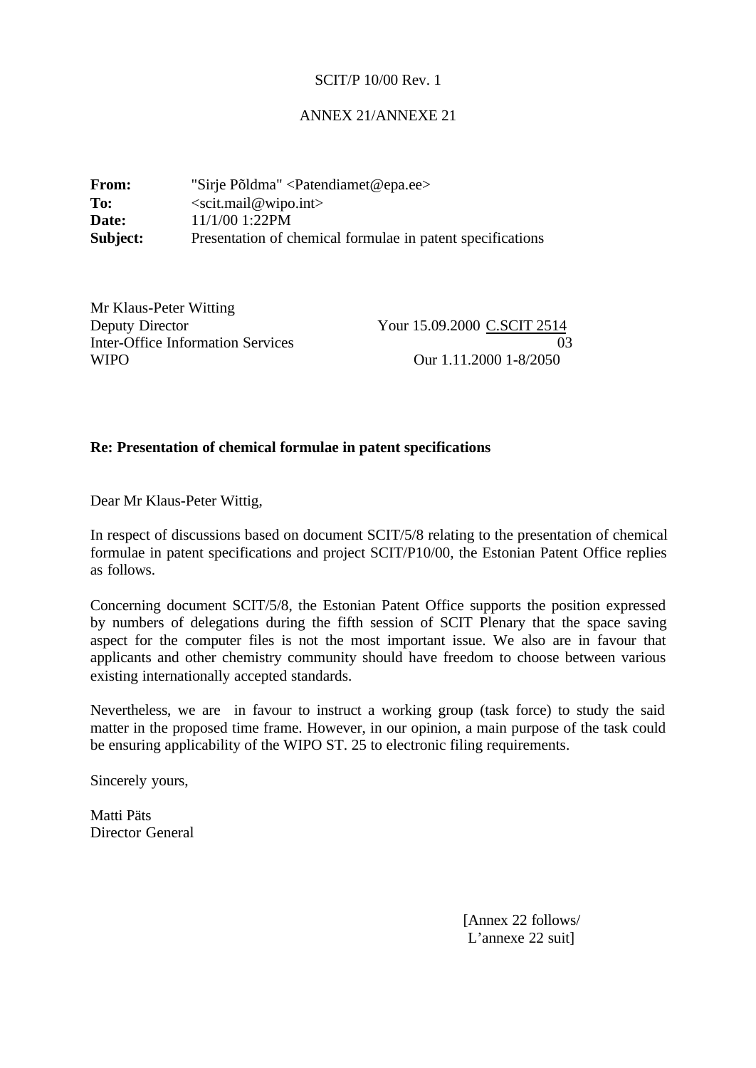SCIT/P 10/00 Rev. 1

ANNEX 21/ANNEXE 21

**From:** "Sirje Põldma" <Patendiamet@epa.ee>
**To:** <scit.mail@wipo.int>
**Date:** 11/1/00 1:22PM
**Subject:** Presentation of chemical formulae in patent specifications

Mr Klaus-Peter Witting
Deputy Director
Inter-Office Information Services
WIPO

Your 15.09.2000 C.SCIT 2514 03
Our 1.11.2000 1-8/2050

**Re: Presentation of chemical formulae in patent specifications**

Dear Mr Klaus-Peter Wittig,

In respect of discussions based on document SCIT/5/8 relating to the presentation of chemical formulae in patent specifications and project SCIT/P10/00, the Estonian Patent Office replies as follows.

Concerning document SCIT/5/8, the Estonian Patent Office supports the position expressed by numbers of delegations during the fifth session of SCIT Plenary that the space saving aspect for the computer files is not the most important issue. We also are in favour that applicants and other chemistry community should have freedom to choose between various existing internationally accepted standards.

Nevertheless, we are in favour to instruct a working group (task force) to study the said matter in the proposed time frame. However, in our opinion, a main purpose of the task could be ensuring applicability of the WIPO ST. 25 to electronic filing requirements.

Sincerely yours,

Matti Päts
Director General

[Annex 22 follows/
L'annexe 22 suit]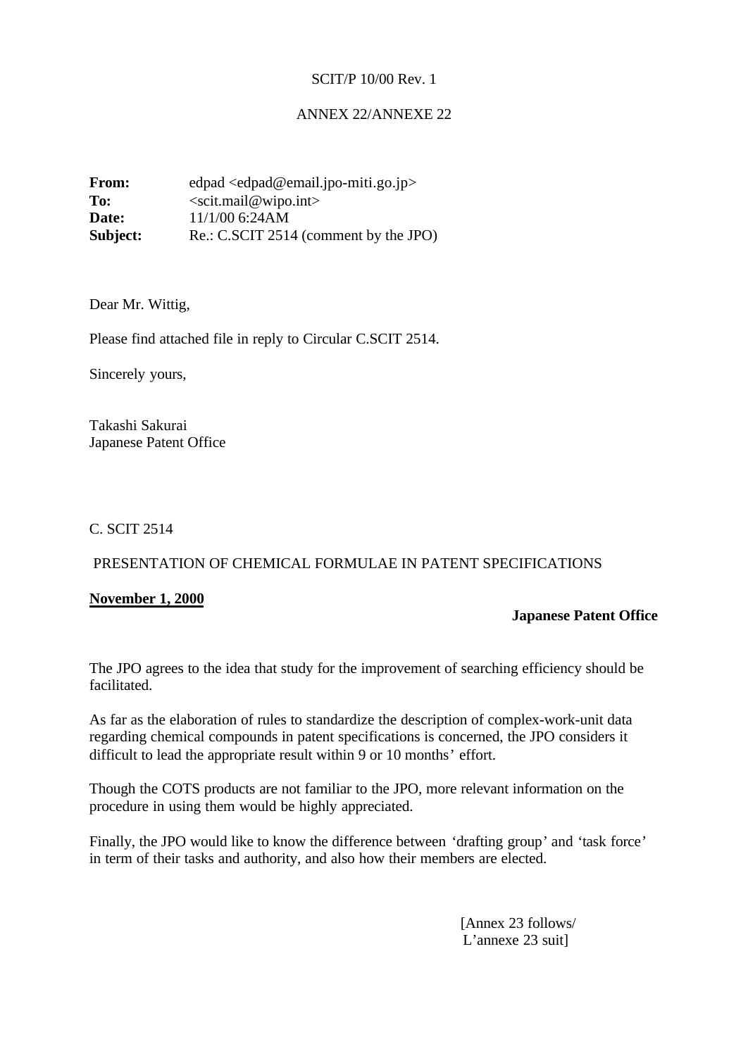SCIT/P 10/00 Rev. 1

ANNEX 22/ANNEXE 22

**From:** edpad <edpad@email.jpo-miti.go.jp>
**To:** <scit.mail@wipo.int>
**Date:** 11/1/00 6:24AM
**Subject:** Re.: C.SCIT 2514 (comment by the JPO)

Dear Mr. Wittig,

Please find attached file in reply to Circular C.SCIT 2514.

Sincerely yours,

Takashi Sakurai
Japanese Patent Office

C. SCIT 2514

PRESENTATION OF CHEMICAL FORMULAE IN PATENT SPECIFICATIONS

**November 1, 2000**

**Japanese Patent Office**

The JPO agrees to the idea that study for the improvement of searching efficiency should be facilitated.

As far as the elaboration of rules to standardize the description of complex-work-unit data regarding chemical compounds in patent specifications is concerned, the JPO considers it difficult to lead the appropriate result within 9 or 10 months' effort.

Though the COTS products are not familiar to the JPO, more relevant information on the procedure in using them would be highly appreciated.

Finally, the JPO would like to know the difference between 'drafting group' and 'task force' in term of their tasks and authority, and also how their members are elected.

[Annex 23 follows/
L'annexe 23 suit]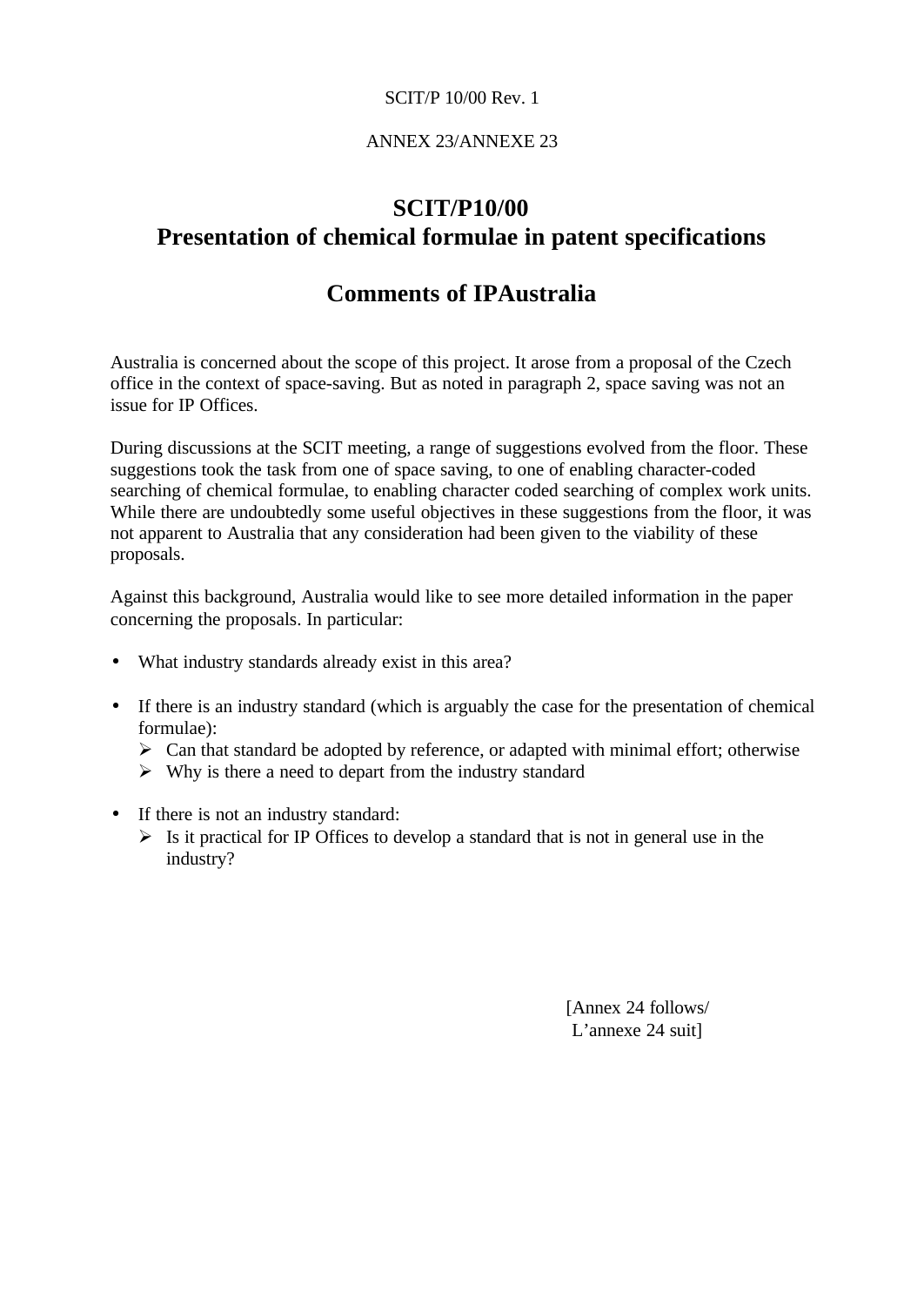SCIT/P 10/00 Rev. 1

ANNEX 23/ANNEXE 23

# SCIT/P10/00
# Presentation of chemical formulae in patent specifications

## Comments of IPAustralia

Australia is concerned about the scope of this project. It arose from a proposal of the Czech office in the context of space-saving. But as noted in paragraph 2, space saving was not an issue for IP Offices.

During discussions at the SCIT meeting, a range of suggestions evolved from the floor. These suggestions took the task from one of space saving, to one of enabling character-coded searching of chemical formulae, to enabling character coded searching of complex work units. While there are undoubtedly some useful objectives in these suggestions from the floor, it was not apparent to Australia that any consideration had been given to the viability of these proposals.

Against this background, Australia would like to see more detailed information in the paper concerning the proposals. In particular:

- What industry standards already exist in this area?
- If there is an industry standard (which is arguably the case for the presentation of chemical formulae):
  - Can that standard be adopted by reference, or adapted with minimal effort; otherwise
  - Why is there a need to depart from the industry standard
- If there is not an industry standard:
  - Is it practical for IP Offices to develop a standard that is not in general use in the industry?

[Annex 24 follows/
L'annexe 24 suit]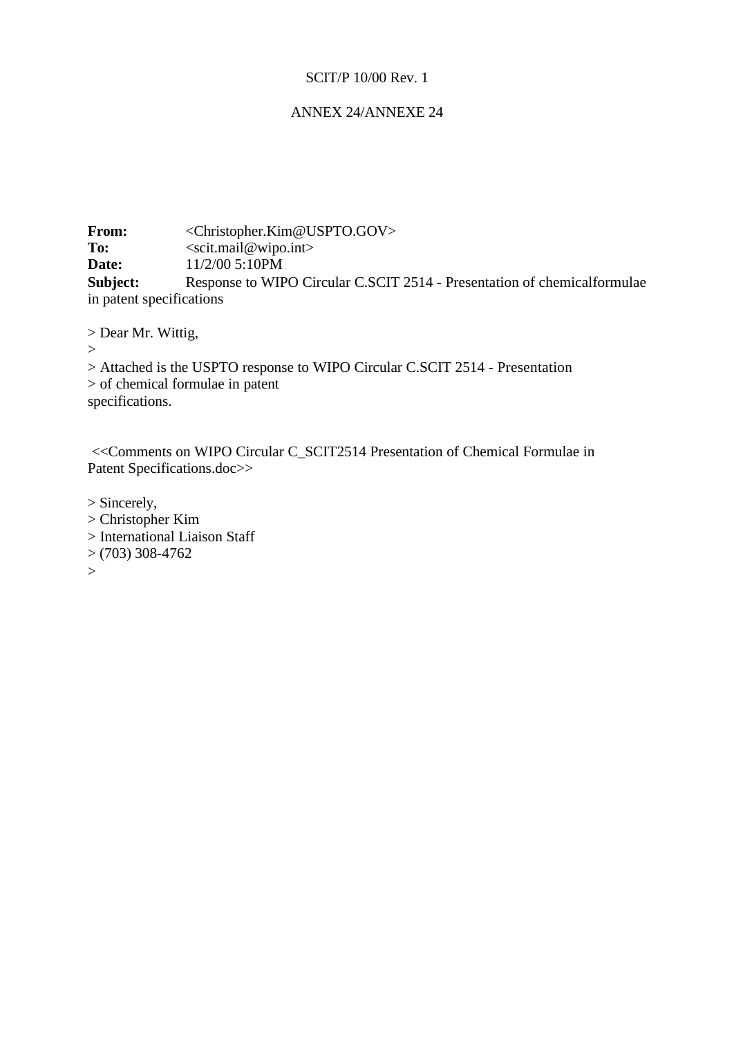SCIT/P 10/00 Rev. 1

ANNEX 24/ANNEXE 24

**From:** <Christopher.Kim@USPTO.GOV>
**To:** <scit.mail@wipo.int>
**Date:** 11/2/00 5:10PM
**Subject:** Response to WIPO Circular C.SCIT 2514 - Presentation of chemicalformulae in patent specifications

> Dear Mr. Wittig,
>
> Attached is the USPTO response to WIPO Circular C.SCIT 2514 - Presentation
> of chemical formulae in patent
specifications.

<<Comments on WIPO Circular C_SCIT2514 Presentation of Chemical Formulae in Patent Specifications.doc>>

> Sincerely,
> Christopher Kim
> International Liaison Staff
> (703) 308-4762
>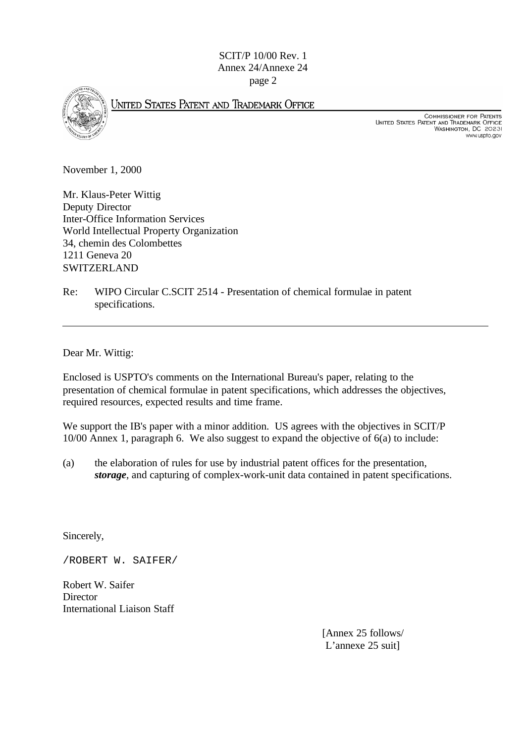UNITED STATES PATENT AND TRADEMARK OFFICE

COMMISSIONER FOR PATENTS
UNITED STATES PATENT AND TRADEMARK OFFICE
WASHINGTON, DC 20231
www.uspto.gov

November 1, 2000

Mr. Klaus-Peter Wittig
Deputy Director
Inter-Office Information Services
World Intellectual Property Organization
34, chemin des Colombettes
1211 Geneva 20
SWITZERLAND

Re: WIPO Circular C.SCIT 2514 - Presentation of chemical formulae in patent specifications.

---

Dear Mr. Wittig:

Enclosed is USPTO's comments on the International Bureau's paper, relating to the presentation of chemical formulae in patent specifications, which addresses the objectives, required resources, expected results and time frame.

We support the IB's paper with a minor addition. US agrees with the objectives in SCIT/P 10/00 Annex 1, paragraph 6. We also suggest to expand the objective of 6(a) to include:

(a) the elaboration of rules for use by industrial patent offices for the presentation, ***storage***, and capturing of complex-work-unit data contained in patent specifications.

Sincerely,

/ROBERT W. SAIFER/

Robert W. Saifer
Director
International Liaison Staff

[Annex 25 follows/
L'annexe 25 suit]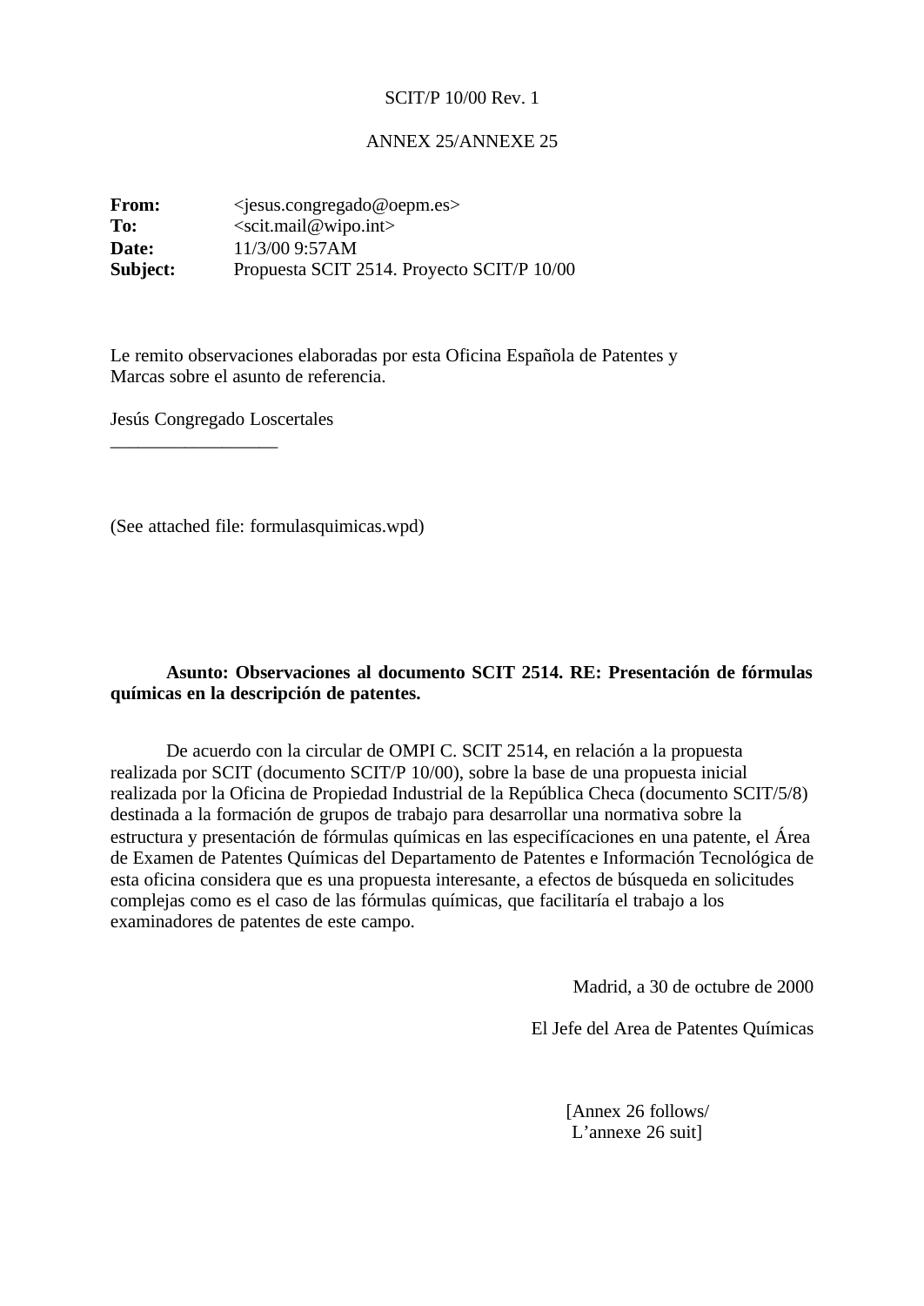SCIT/P 10/00 Rev. 1

ANNEX 25/ANNEXE 25

**From:** <jesus.congregado@oepm.es>
**To:** <scit.mail@wipo.int>
**Date:** 11/3/00 9:57AM
**Subject:** Propuesta SCIT 2514. Proyecto SCIT/P 10/00

Le remito observaciones elaboradas por esta Oficina Española de Patentes y Marcas sobre el asunto de referencia.

Jesús Congregado Loscertales
__________________

(See attached file: formulasquimicas.wpd)

**Asunto: Observaciones al documento SCIT 2514. RE: Presentación de fórmulas químicas en la descripción de patentes.**

De acuerdo con la circular de OMPI C. SCIT 2514, en relación a la propuesta realizada por SCIT (documento SCIT/P 10/00), sobre la base de una propuesta inicial realizada por la Oficina de Propiedad Industrial de la República Checa (documento SCIT/5/8) destinada a la formación de grupos de trabajo para desarrollar una normativa sobre la estructura y presentación de fórmulas químicas en las especifícaciones en una patente, el Área de Examen de Patentes Químicas del Departamento de Patentes e Información Tecnológica de esta oficina considera que es una propuesta interesante, a efectos de búsqueda en solicitudes complejas como es el caso de las fórmulas químicas, que facilitaría el trabajo a los examinadores de patentes de este campo.

Madrid, a 30 de octubre de 2000

El Jefe del Area de Patentes Químicas

[Annex 26 follows/
L'annexe 26 suit]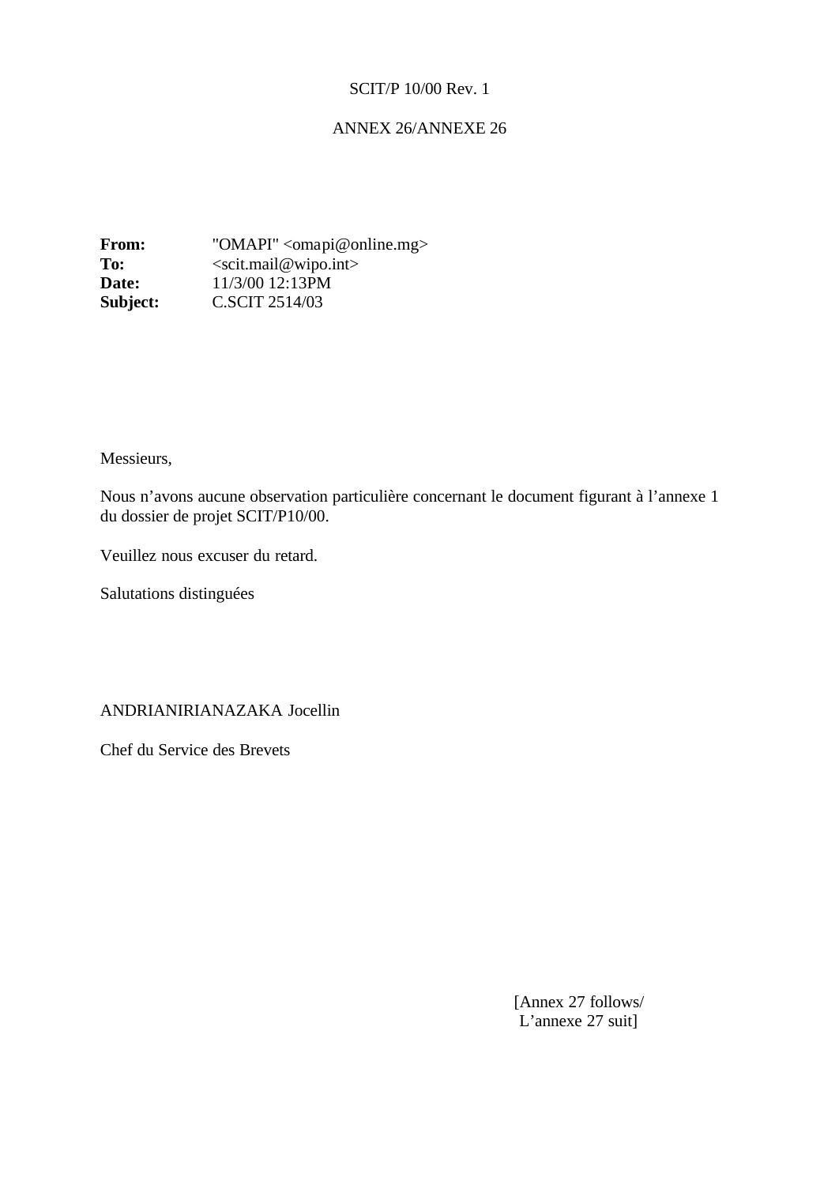SCIT/P 10/00 Rev. 1

ANNEX 26/ANNEXE 26

**From:** "OMAPI" <omapi@online.mg>
**To:** <scit.mail@wipo.int>
**Date:** 11/3/00 12:13PM
**Subject:** C.SCIT 2514/03

Messieurs,

Nous n’avons aucune observation particulière concernant le document figurant à l’annexe 1 du dossier de projet SCIT/P10/00.

Veuillez nous excuser du retard.

Salutations distinguées

ANDRIANIRIANAZAKA Jocellin

Chef du Service des Brevets

[Annex 27 follows/
L’annexe 27 suit]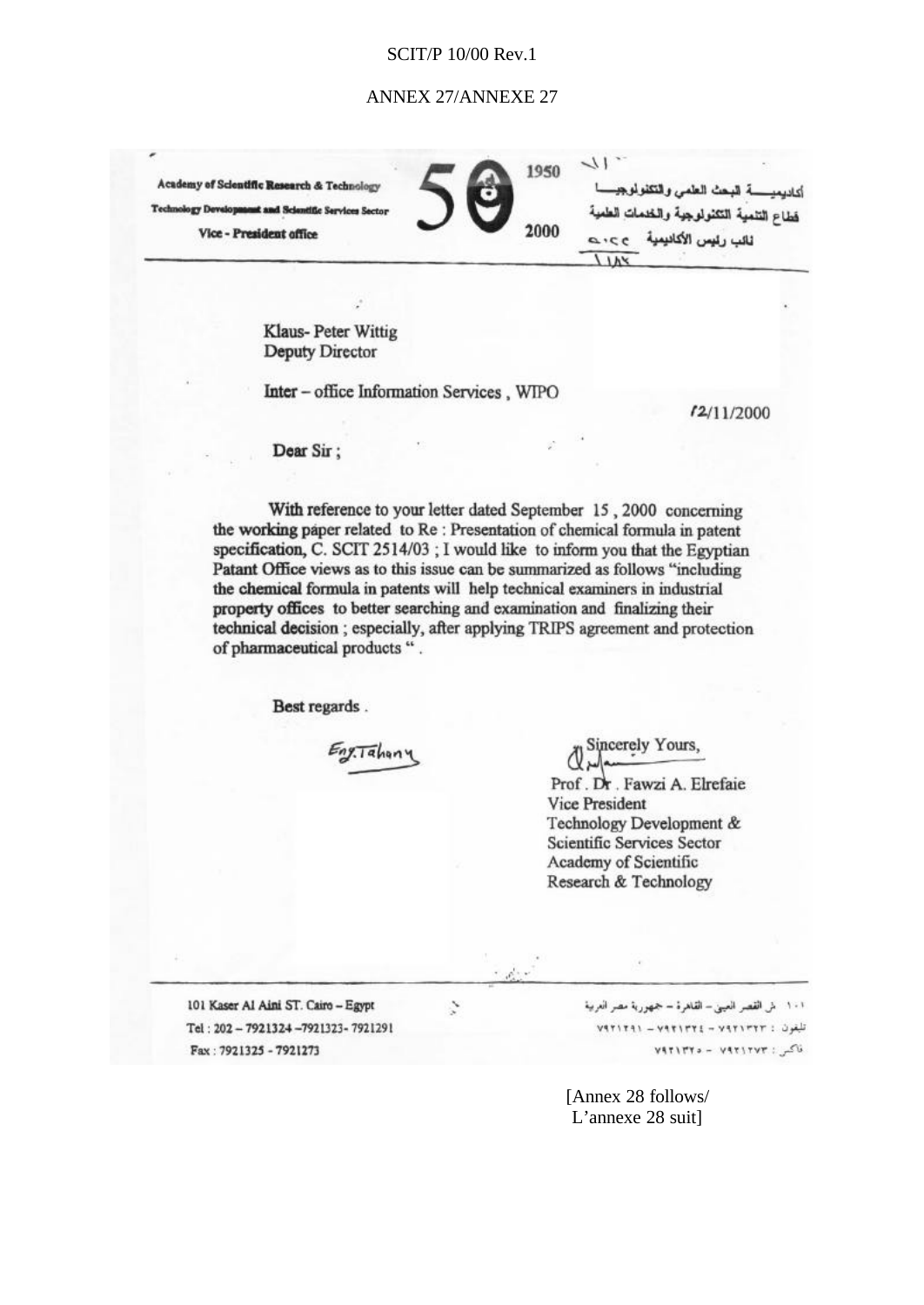SCIT/P 10/00 Rev.1

ANNEXE 27/ANNEXE 27

Academy of Scientific Research & Technology
Technology Development and Scientific Services Sector
Vice - President office

1950 50 2000

أكاديميــــة البحث العلمي والتكنولوجيـــا
قطاع التنمية التكنولوجية والخدمات العلمية
نائب رئيس الأكاديمية

Klaus- Peter Wittig
Deputy Director

Inter – office Information Services , WIPO

12/11/2000

Dear Sir ;

With reference to your letter dated September 15 , 2000 concerning the working paper related to Re : Presentation of chemical formula in patent specification, C. SCIT 2514/03 ; I would like to inform you that the Egyptian Patant Office views as to this issue can be summarized as follows "including the chemical formula in patents will help technical examiners in industrial property offices to better searching and examination and finalizing their technical decision ; especially, after applying TRIPS agreement and protection of pharmaceutical products " .

Best regards .

Eng.Tahany

Sincerely Yours,

Prof . Dr . Fawzi A. Elrefaie
Vice President
Technology Development &
Scientific Services Sector
Academy of Scientific
Research & Technology

101 Kaser Al Aini ST. Cairo – Egypt
Tel : 202 – 7921324 –7921323- 7921291
Fax : 7921325 - 7921273

١٠١ ش القصر العيني – القاهرة – جمهورية مصر العربية
تليفون : ٧٩٢١٣٢٣ – ٧٩٢١٣٢٤ – ٧٩٢١٢٩١
فاكس : ٧٩٢١٢٧٣ – ٧٩٢١٣٢٥

[Annex 28 follows/
L'annexe 28 suit]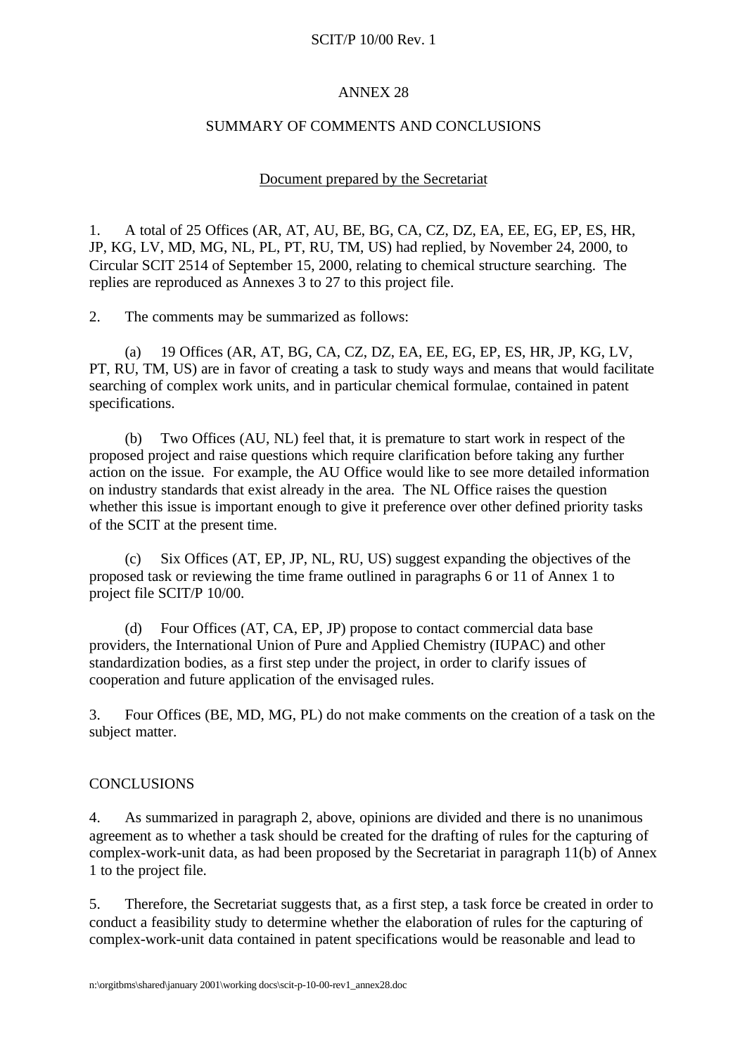# ANNEX 28

## SUMMARY OF COMMENTS AND CONCLUSIONS

Document prepared by the Secretariat

1. A total of 25 Offices (AR, AT, AU, BE, BG, CA, CZ, DZ, EA, EE, EG, EP, ES, HR, JP, KG, LV, MD, MG, NL, PL, PT, RU, TM, US) had replied, by November 24, 2000, to Circular SCIT 2514 of September 15, 2000, relating to chemical structure searching. The replies are reproduced as Annexes 3 to 27 to this project file.

2. The comments may be summarized as follows:

(a) 19 Offices (AR, AT, BG, CA, CZ, DZ, EA, EE, EG, EP, ES, HR, JP, KG, LV, PT, RU, TM, US) are in favor of creating a task to study ways and means that would facilitate searching of complex work units, and in particular chemical formulae, contained in patent specifications.

(b) Two Offices (AU, NL) feel that, it is premature to start work in respect of the proposed project and raise questions which require clarification before taking any further action on the issue. For example, the AU Office would like to see more detailed information on industry standards that exist already in the area. The NL Office raises the question whether this issue is important enough to give it preference over other defined priority tasks of the SCIT at the present time.

(c) Six Offices (AT, EP, JP, NL, RU, US) suggest expanding the objectives of the proposed task or reviewing the time frame outlined in paragraphs 6 or 11 of Annex 1 to project file SCIT/P 10/00.

(d) Four Offices (AT, CA, EP, JP) propose to contact commercial data base providers, the International Union of Pure and Applied Chemistry (IUPAC) and other standardization bodies, as a first step under the project, in order to clarify issues of cooperation and future application of the envisaged rules.

3. Four Offices (BE, MD, MG, PL) do not make comments on the creation of a task on the subject matter.

## CONCLUSIONS

4. As summarized in paragraph 2, above, opinions are divided and there is no unanimous agreement as to whether a task should be created for the drafting of rules for the capturing of complex-work-unit data, as had been proposed by the Secretariat in paragraph 11(b) of Annex 1 to the project file.

5. Therefore, the Secretariat suggests that, as a first step, a task force be created in order to conduct a feasibility study to determine whether the elaboration of rules for the capturing of complex-work-unit data contained in patent specifications would be reasonable and lead to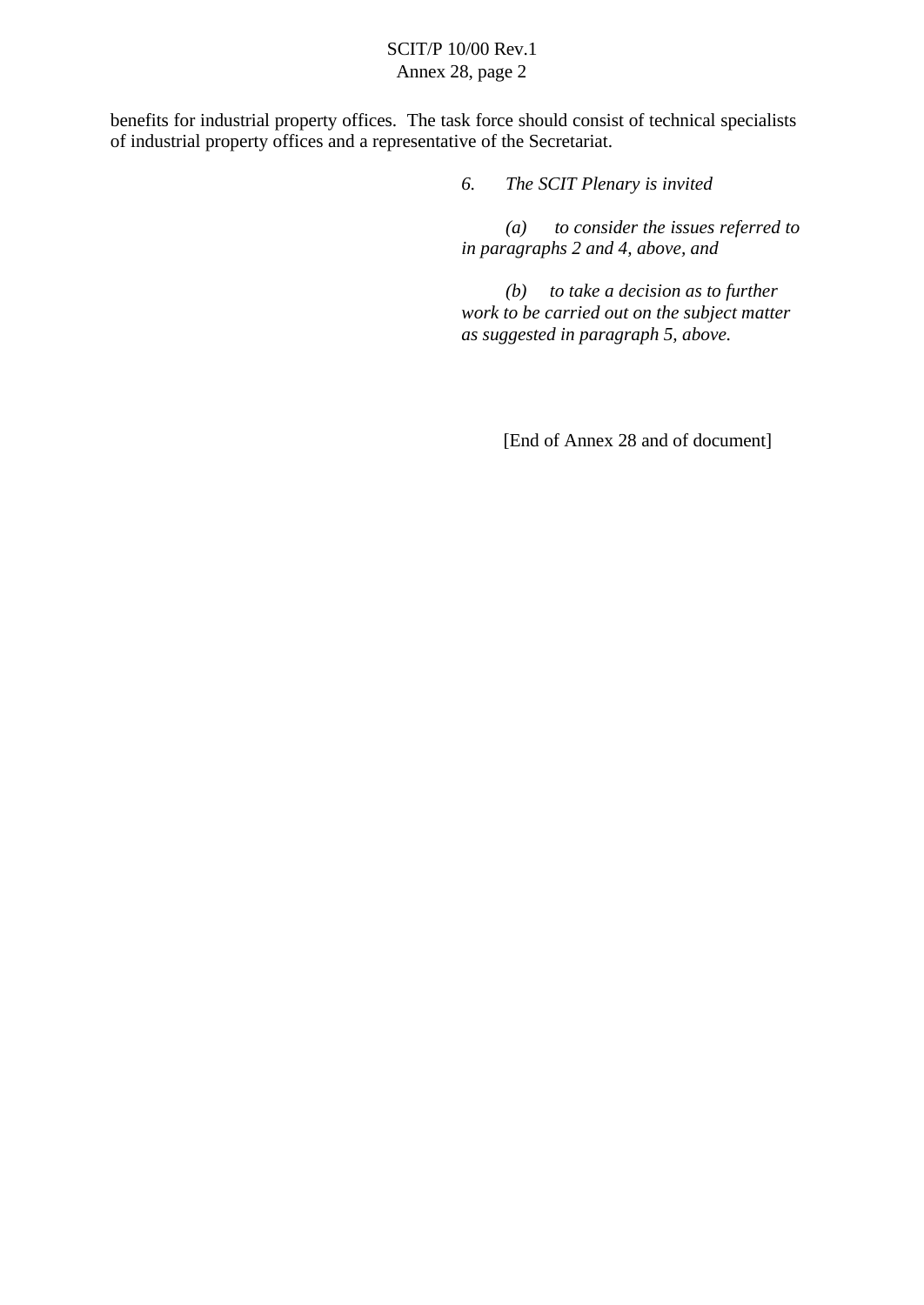benefits for industrial property offices. The task force should consist of technical specialists of industrial property offices and a representative of the Secretariat.

*6. The SCIT Plenary is invited*

*(a) to consider the issues referred to in paragraphs 2 and 4, above, and*

*(b) to take a decision as to further work to be carried out on the subject matter as suggested in paragraph 5, above.*

[End of Annex 28 and of document]